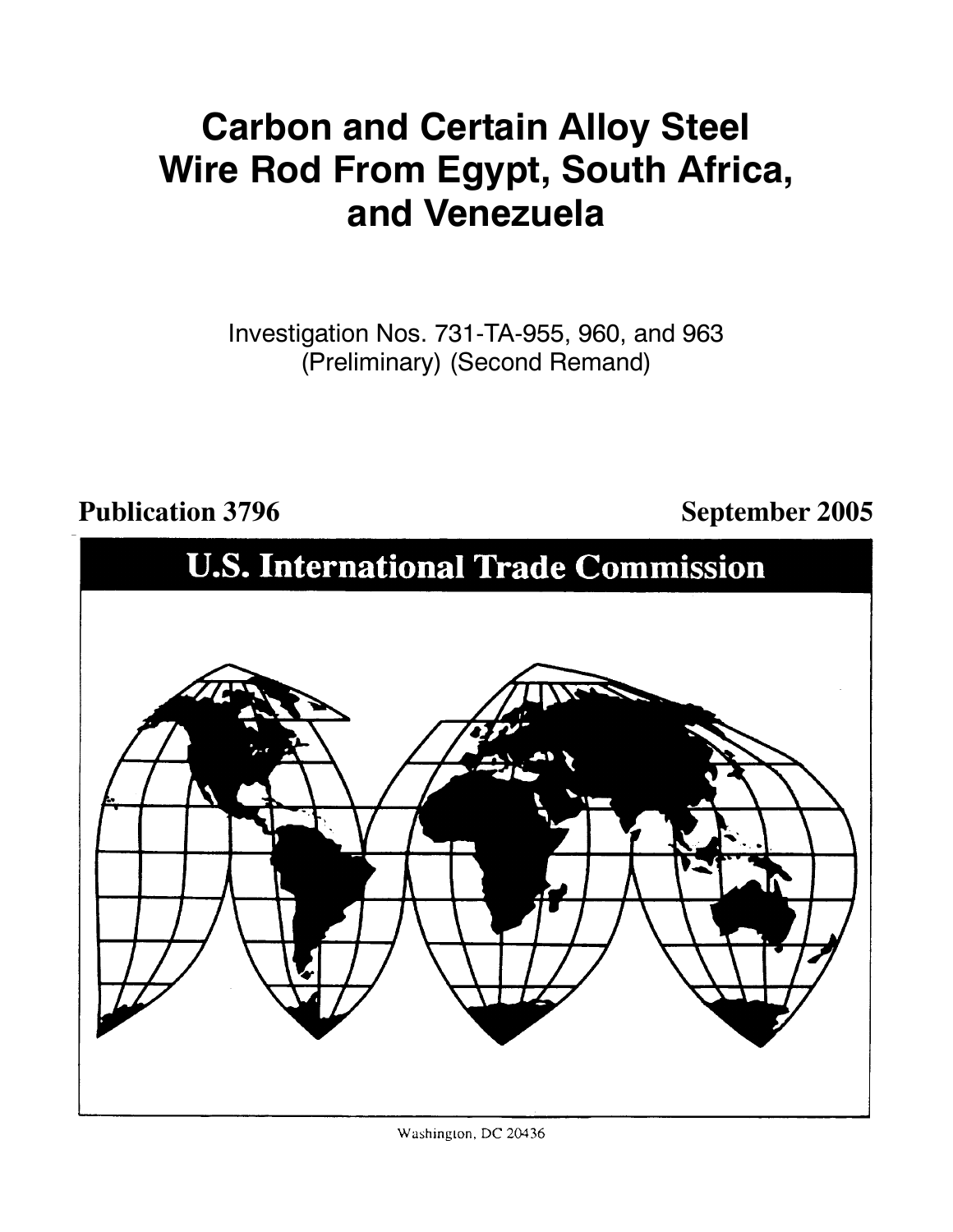# Carbon and Certain Alloy Steel Wire Rod From Egypt, South Africa, and Venezuela

Investigation Nos. 731-TA-955, 960, and 963 (Preliminary) (Second Remand)

**Publication 3796** **September 2005**

## U.S. International Trade Commission

Washington, DC 20436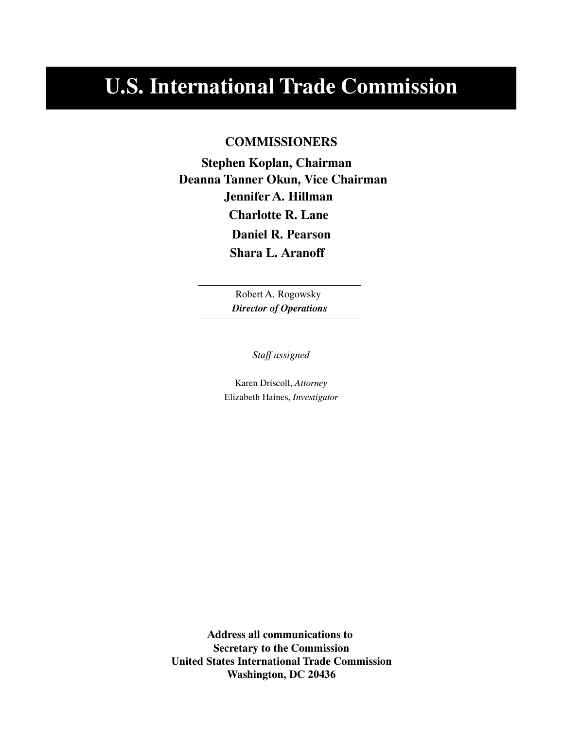# U.S. International Trade Commission

**COMMISSIONERS**

**Stephen Koplan, Chairman**
**Deanna Tanner Okun, Vice Chairman**
**Jennifer A. Hillman**
**Charlotte R. Lane**
**Daniel R. Pearson**
**Shara L. Aranoff**

---

Robert A. Rogowsky
***Director of Operations***

---

*Staff assigned*

Karen Driscoll, *Attorney*
Elizabeth Haines, *Investigator*

**Address all communications to**
**Secretary to the Commission**
**United States International Trade Commission**
**Washington, DC 20436**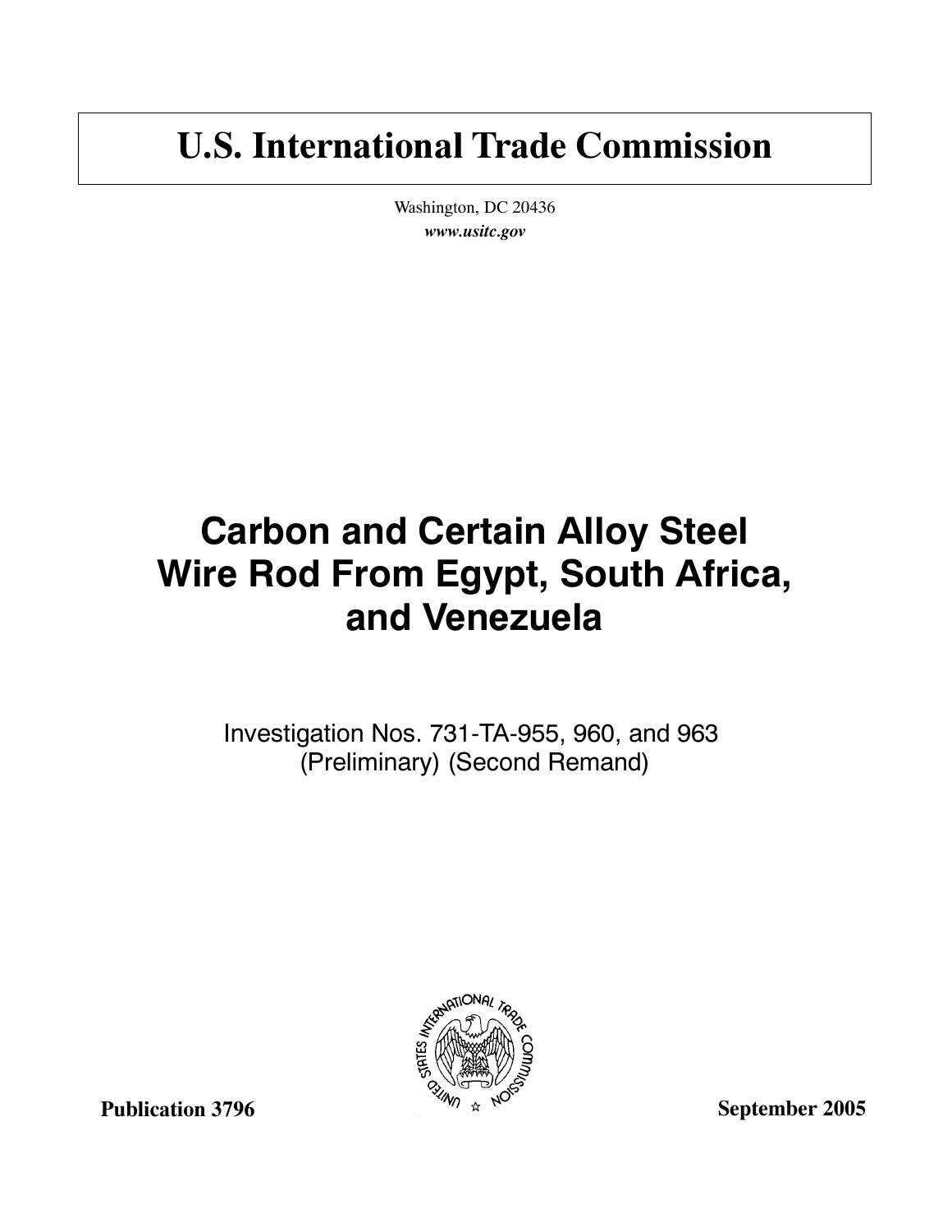# U.S. International Trade Commission

Washington, DC 20436

***www.usitc.gov***

# Carbon and Certain Alloy Steel Wire Rod From Egypt, South Africa, and Venezuela

Investigation Nos. 731-TA-955, 960, and 963 (Preliminary) (Second Remand)

**Publication 3796** **September 2005**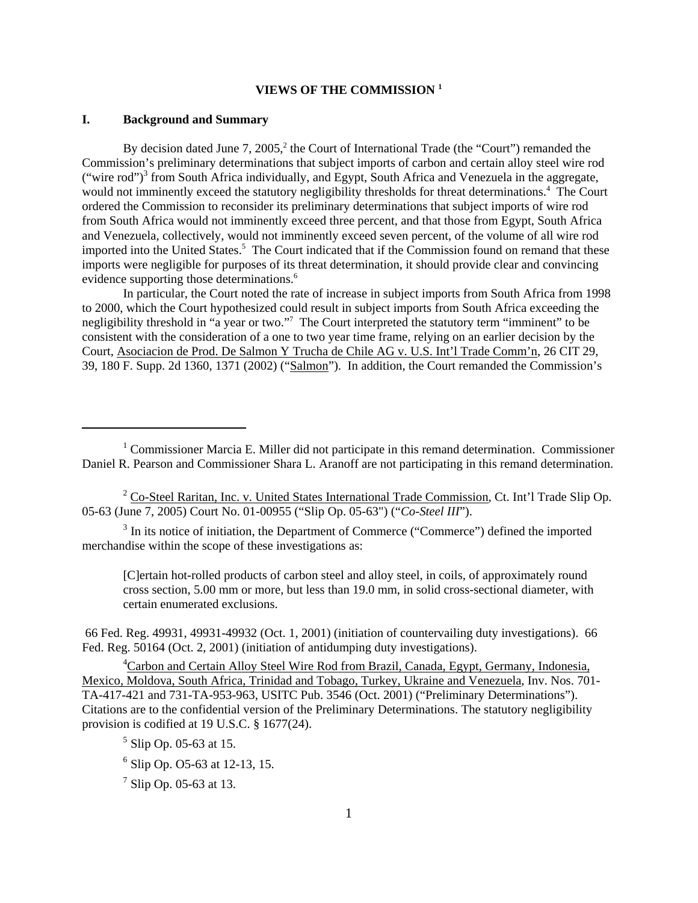**VIEWS OF THE COMMISSION [1]**

## I. Background and Summary

By decision dated June 7, 2005,[2] the Court of International Trade (the "Court") remanded the Commission's preliminary determinations that subject imports of carbon and certain alloy steel wire rod ("wire rod")[3] from South Africa individually, and Egypt, South Africa and Venezuela in the aggregate, would not imminently exceed the statutory negligibility thresholds for threat determinations.[4] The Court ordered the Commission to reconsider its preliminary determinations that subject imports of wire rod from South Africa would not imminently exceed three percent, and that those from Egypt, South Africa and Venezuela, collectively, would not imminently exceed seven percent, of the volume of all wire rod imported into the United States.[5] The Court indicated that if the Commission found on remand that these imports were negligible for purposes of its threat determination, it should provide clear and convincing evidence supporting those determinations.[6]

In particular, the Court noted the rate of increase in subject imports from South Africa from 1998 to 2000, which the Court hypothesized could result in subject imports from South Africa exceeding the negligibility threshold in "a year or two."[7] The Court interpreted the statutory term "imminent" to be consistent with the consideration of a one to two year time frame, relying on an earlier decision by the Court, Asociacion de Prod. De Salmon Y Trucha de Chile AG v. U.S. Int'l Trade Comm'n, 26 CIT 29, 39, 180 F. Supp. 2d 1360, 1371 (2002) ("Salmon"). In addition, the Court remanded the Commission's

---

[1] Commissioner Marcia E. Miller did not participate in this remand determination. Commissioner Daniel R. Pearson and Commissioner Shara L. Aranoff are not participating in this remand determination.

[2] Co-Steel Raritan, Inc. v. United States International Trade Commission, Ct. Int'l Trade Slip Op. 05-63 (June 7, 2005) Court No. 01-00955 ("Slip Op. 05-63") ("*Co-Steel III*").

[3] In its notice of initiation, the Department of Commerce ("Commerce") defined the imported merchandise within the scope of these investigations as:

> [C]ertain hot-rolled products of carbon steel and alloy steel, in coils, of approximately round cross section, 5.00 mm or more, but less than 19.0 mm, in solid cross-sectional diameter, with certain enumerated exclusions.

66 Fed. Reg. 49931, 49931-49932 (Oct. 1, 2001) (initiation of countervailing duty investigations). 66 Fed. Reg. 50164 (Oct. 2, 2001) (initiation of antidumping duty investigations).

[4] Carbon and Certain Alloy Steel Wire Rod from Brazil, Canada, Egypt, Germany, Indonesia, Mexico, Moldova, South Africa, Trinidad and Tobago, Turkey, Ukraine and Venezuela, Inv. Nos. 701-TA-417-421 and 731-TA-953-963, USITC Pub. 3546 (Oct. 2001) ("Preliminary Determinations"). Citations are to the confidential version of the Preliminary Determinations. The statutory negligibility provision is codified at 19 U.S.C. § 1677(24).

[5] Slip Op. 05-63 at 15.

[6] Slip Op. O5-63 at 12-13, 15.

[7] Slip Op. 05-63 at 13.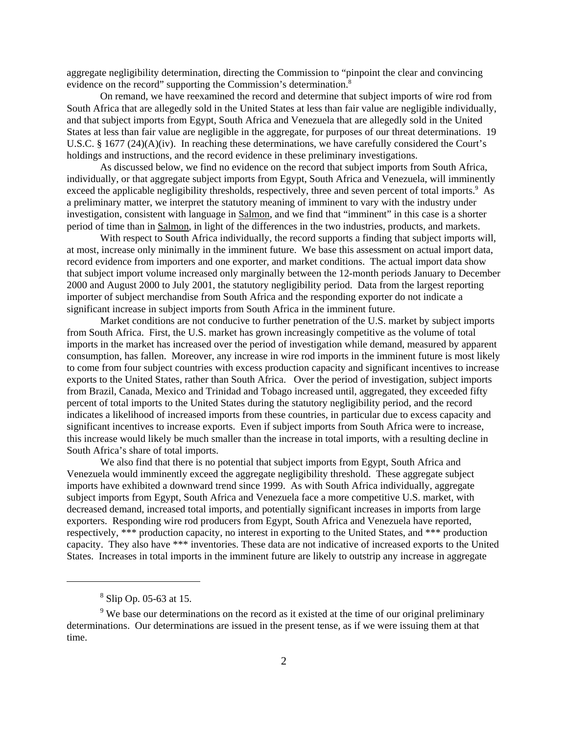aggregate negligibility determination, directing the Commission to "pinpoint the clear and convincing evidence on the record" supporting the Commission's determination.[8]

On remand, we have reexamined the record and determine that subject imports of wire rod from South Africa that are allegedly sold in the United States at less than fair value are negligible individually, and that subject imports from Egypt, South Africa and Venezuela that are allegedly sold in the United States at less than fair value are negligible in the aggregate, for purposes of our threat determinations. 19 U.S.C. § 1677 (24)(A)(iv). In reaching these determinations, we have carefully considered the Court's holdings and instructions, and the record evidence in these preliminary investigations.

As discussed below, we find no evidence on the record that subject imports from South Africa, individually, or that aggregate subject imports from Egypt, South Africa and Venezuela, will imminently exceed the applicable negligibility thresholds, respectively, three and seven percent of total imports.[9] As a preliminary matter, we interpret the statutory meaning of imminent to vary with the industry under investigation, consistent with language in Salmon, and we find that "imminent" in this case is a shorter period of time than in Salmon, in light of the differences in the two industries, products, and markets.

With respect to South Africa individually, the record supports a finding that subject imports will, at most, increase only minimally in the imminent future. We base this assessment on actual import data, record evidence from importers and one exporter, and market conditions. The actual import data show that subject import volume increased only marginally between the 12-month periods January to December 2000 and August 2000 to July 2001, the statutory negligibility period. Data from the largest reporting importer of subject merchandise from South Africa and the responding exporter do not indicate a significant increase in subject imports from South Africa in the imminent future.

Market conditions are not conducive to further penetration of the U.S. market by subject imports from South Africa. First, the U.S. market has grown increasingly competitive as the volume of total imports in the market has increased over the period of investigation while demand, measured by apparent consumption, has fallen. Moreover, any increase in wire rod imports in the imminent future is most likely to come from four subject countries with excess production capacity and significant incentives to increase exports to the United States, rather than South Africa. Over the period of investigation, subject imports from Brazil, Canada, Mexico and Trinidad and Tobago increased until, aggregated, they exceeded fifty percent of total imports to the United States during the statutory negligibility period, and the record indicates a likelihood of increased imports from these countries, in particular due to excess capacity and significant incentives to increase exports. Even if subject imports from South Africa were to increase, this increase would likely be much smaller than the increase in total imports, with a resulting decline in South Africa's share of total imports.

We also find that there is no potential that subject imports from Egypt, South Africa and Venezuela would imminently exceed the aggregate negligibility threshold. These aggregate subject imports have exhibited a downward trend since 1999. As with South Africa individually, aggregate subject imports from Egypt, South Africa and Venezuela face a more competitive U.S. market, with decreased demand, increased total imports, and potentially significant increases in imports from large exporters. Responding wire rod producers from Egypt, South Africa and Venezuela have reported, respectively, *** production capacity, no interest in exporting to the United States, and *** production capacity. They also have *** inventories. These data are not indicative of increased exports to the United States. Increases in total imports in the imminent future are likely to outstrip any increase in aggregate

---

[8] Slip Op. 05-63 at 15.

[9] We base our determinations on the record as it existed at the time of our original preliminary determinations. Our determinations are issued in the present tense, as if we were issuing them at that time.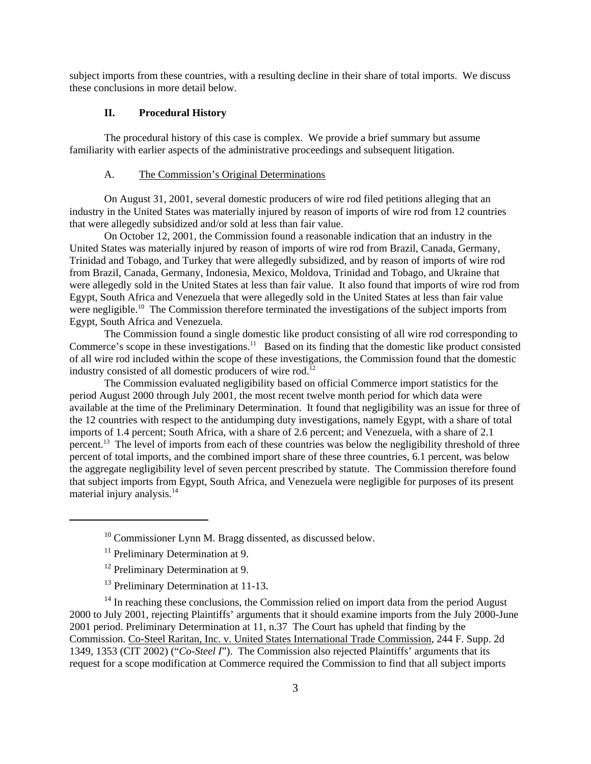subject imports from these countries, with a resulting decline in their share of total imports. We discuss these conclusions in more detail below.

## II. Procedural History

The procedural history of this case is complex. We provide a brief summary but assume familiarity with earlier aspects of the administrative proceedings and subsequent litigation.

### A. The Commission's Original Determinations

On August 31, 2001, several domestic producers of wire rod filed petitions alleging that an industry in the United States was materially injured by reason of imports of wire rod from 12 countries that were allegedly subsidized and/or sold at less than fair value.

On October 12, 2001, the Commission found a reasonable indication that an industry in the United States was materially injured by reason of imports of wire rod from Brazil, Canada, Germany, Trinidad and Tobago, and Turkey that were allegedly subsidized, and by reason of imports of wire rod from Brazil, Canada, Germany, Indonesia, Mexico, Moldova, Trinidad and Tobago, and Ukraine that were allegedly sold in the United States at less than fair value. It also found that imports of wire rod from Egypt, South Africa and Venezuela that were allegedly sold in the United States at less than fair value were negligible.[10] The Commission therefore terminated the investigations of the subject imports from Egypt, South Africa and Venezuela.

The Commission found a single domestic like product consisting of all wire rod corresponding to Commerce's scope in these investigations.[11] Based on its finding that the domestic like product consisted of all wire rod included within the scope of these investigations, the Commission found that the domestic industry consisted of all domestic producers of wire rod.[12]

The Commission evaluated negligibility based on official Commerce import statistics for the period August 2000 through July 2001, the most recent twelve month period for which data were available at the time of the Preliminary Determination. It found that negligibility was an issue for three of the 12 countries with respect to the antidumping duty investigations, namely Egypt, with a share of total imports of 1.4 percent; South Africa, with a share of 2.6 percent; and Venezuela, with a share of 2.1 percent.[13] The level of imports from each of these countries was below the negligibility threshold of three percent of total imports, and the combined import share of these three countries, 6.1 percent, was below the aggregate negligibility level of seven percent prescribed by statute. The Commission therefore found that subject imports from Egypt, South Africa, and Venezuela were negligible for purposes of its present material injury analysis.[14]

---

[10] Commissioner Lynn M. Bragg dissented, as discussed below.

[11] Preliminary Determination at 9.

[12] Preliminary Determination at 9.

[13] Preliminary Determination at 11-13.

[14] In reaching these conclusions, the Commission relied on import data from the period August 2000 to July 2001, rejecting Plaintiffs' arguments that it should examine imports from the July 2000-June 2001 period. Preliminary Determination at 11, n.37 The Court has upheld that finding by the Commission. Co-Steel Raritan, Inc. v. United States International Trade Commission, 244 F. Supp. 2d 1349, 1353 (CIT 2002) ("*Co-Steel I*"). The Commission also rejected Plaintiffs' arguments that its request for a scope modification at Commerce required the Commission to find that all subject imports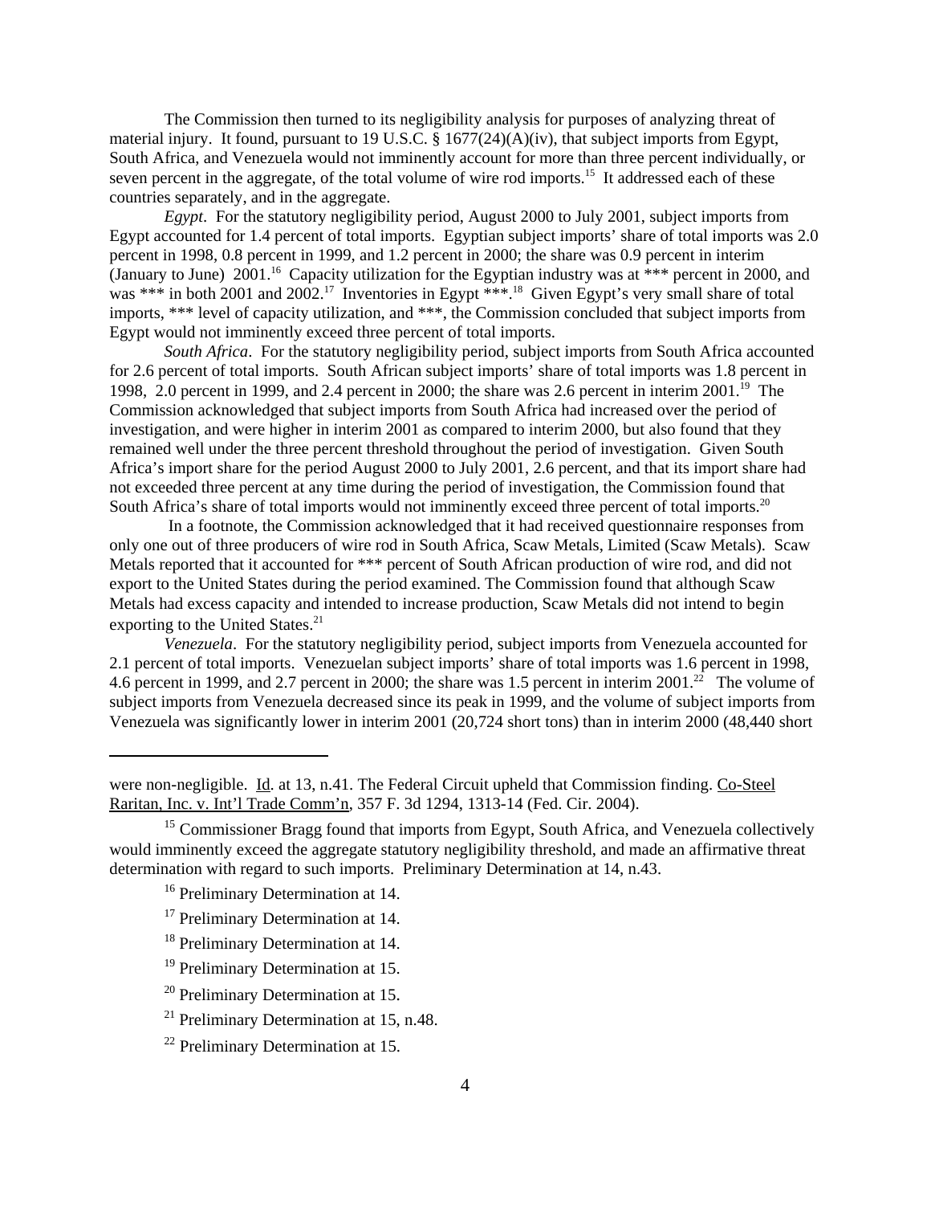The Commission then turned to its negligibility analysis for purposes of analyzing threat of material injury. It found, pursuant to 19 U.S.C. § 1677(24)(A)(iv), that subject imports from Egypt, South Africa, and Venezuela would not imminently account for more than three percent individually, or seven percent in the aggregate, of the total volume of wire rod imports.[15] It addressed each of these countries separately, and in the aggregate.

*Egypt*. For the statutory negligibility period, August 2000 to July 2001, subject imports from Egypt accounted for 1.4 percent of total imports. Egyptian subject imports' share of total imports was 2.0 percent in 1998, 0.8 percent in 1999, and 1.2 percent in 2000; the share was 0.9 percent in interim (January to June) 2001.[16] Capacity utilization for the Egyptian industry was at *** percent in 2000, and was *** in both 2001 and 2002.[17] Inventories in Egypt ***.[18] Given Egypt's very small share of total imports, *** level of capacity utilization, and ***, the Commission concluded that subject imports from Egypt would not imminently exceed three percent of total imports.

*South Africa*. For the statutory negligibility period, subject imports from South Africa accounted for 2.6 percent of total imports. South African subject imports' share of total imports was 1.8 percent in 1998, 2.0 percent in 1999, and 2.4 percent in 2000; the share was 2.6 percent in interim 2001.[19] The Commission acknowledged that subject imports from South Africa had increased over the period of investigation, and were higher in interim 2001 as compared to interim 2000, but also found that they remained well under the three percent threshold throughout the period of investigation. Given South Africa's import share for the period August 2000 to July 2001, 2.6 percent, and that its import share had not exceeded three percent at any time during the period of investigation, the Commission found that South Africa's share of total imports would not imminently exceed three percent of total imports.[20]

In a footnote, the Commission acknowledged that it had received questionnaire responses from only one out of three producers of wire rod in South Africa, Scaw Metals, Limited (Scaw Metals). Scaw Metals reported that it accounted for *** percent of South African production of wire rod, and did not export to the United States during the period examined. The Commission found that although Scaw Metals had excess capacity and intended to increase production, Scaw Metals did not intend to begin exporting to the United States.[21]

*Venezuela*. For the statutory negligibility period, subject imports from Venezuela accounted for 2.1 percent of total imports. Venezuelan subject imports' share of total imports was 1.6 percent in 1998, 4.6 percent in 1999, and 2.7 percent in 2000; the share was 1.5 percent in interim 2001.[22] The volume of subject imports from Venezuela decreased since its peak in 1999, and the volume of subject imports from Venezuela was significantly lower in interim 2001 (20,724 short tons) than in interim 2000 (48,440 short

---

were non-negligible. Id. at 13, n.41. The Federal Circuit upheld that Commission finding. Co-Steel Raritan, Inc. v. Int'l Trade Comm'n, 357 F. 3d 1294, 1313-14 (Fed. Cir. 2004).

[15] Commissioner Bragg found that imports from Egypt, South Africa, and Venezuela collectively would imminently exceed the aggregate statutory negligibility threshold, and made an affirmative threat determination with regard to such imports. Preliminary Determination at 14, n.43.

[16] Preliminary Determination at 14.

[17] Preliminary Determination at 14.

[18] Preliminary Determination at 14.

[19] Preliminary Determination at 15.

[20] Preliminary Determination at 15.

[21] Preliminary Determination at 15, n.48.

[22] Preliminary Determination at 15.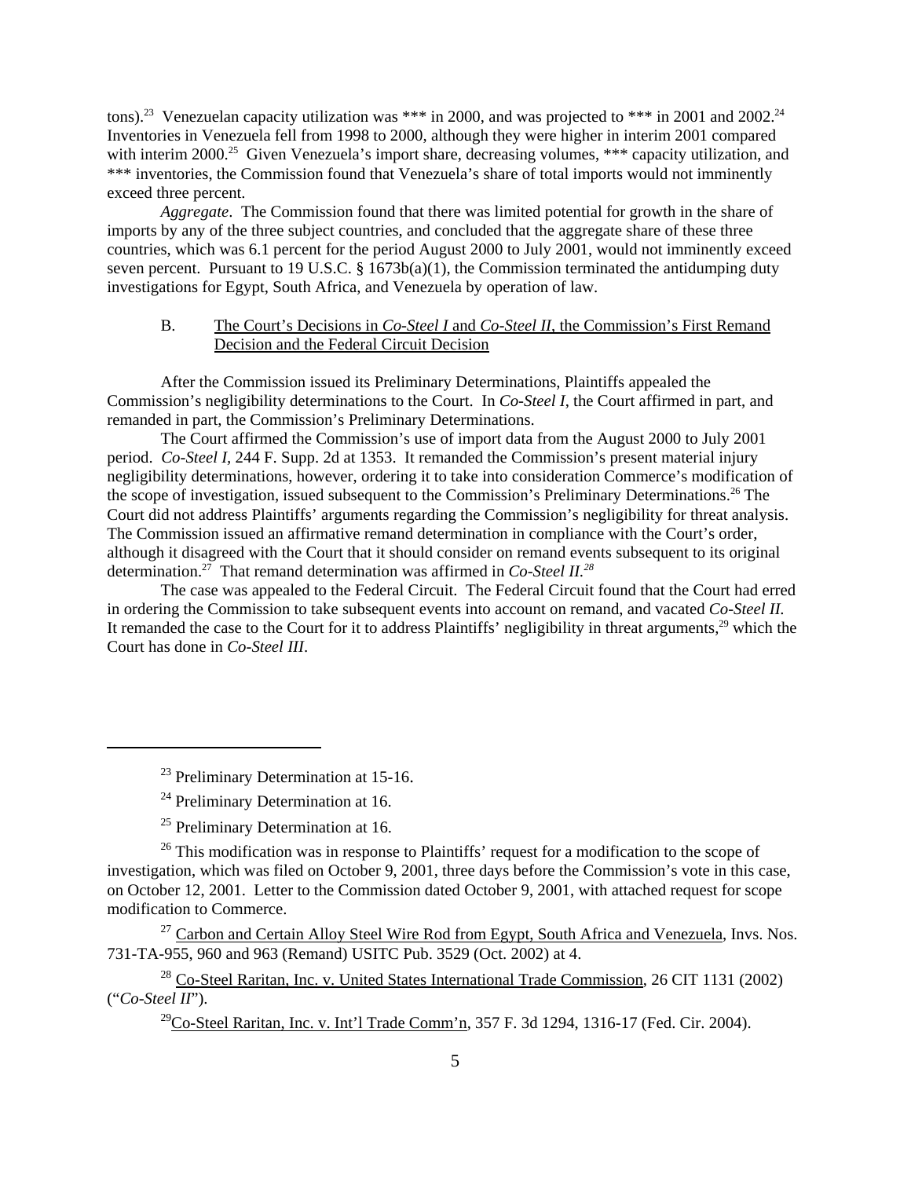tons).[23] Venezuelan capacity utilization was *** in 2000, and was projected to *** in 2001 and 2002.[24] Inventories in Venezuela fell from 1998 to 2000, although they were higher in interim 2001 compared with interim 2000.[25] Given Venezuela's import share, decreasing volumes, *** capacity utilization, and *** inventories, the Commission found that Venezuela's share of total imports would not imminently exceed three percent.

*Aggregate*. The Commission found that there was limited potential for growth in the share of imports by any of the three subject countries, and concluded that the aggregate share of these three countries, which was 6.1 percent for the period August 2000 to July 2001, would not imminently exceed seven percent. Pursuant to 19 U.S.C. § 1673b(a)(1), the Commission terminated the antidumping duty investigations for Egypt, South Africa, and Venezuela by operation of law.

B. The Court's Decisions in *Co-Steel I* and *Co-Steel II*, the Commission's First Remand Decision and the Federal Circuit Decision

After the Commission issued its Preliminary Determinations, Plaintiffs appealed the Commission's negligibility determinations to the Court. In *Co-Steel I*, the Court affirmed in part, and remanded in part, the Commission's Preliminary Determinations.

The Court affirmed the Commission's use of import data from the August 2000 to July 2001 period. *Co-Steel I*, 244 F. Supp. 2d at 1353. It remanded the Commission's present material injury negligibility determinations, however, ordering it to take into consideration Commerce's modification of the scope of investigation, issued subsequent to the Commission's Preliminary Determinations.[26] The Court did not address Plaintiffs' arguments regarding the Commission's negligibility for threat analysis. The Commission issued an affirmative remand determination in compliance with the Court's order, although it disagreed with the Court that it should consider on remand events subsequent to its original determination.[27] That remand determination was affirmed in *Co-Steel II*.[28]

The case was appealed to the Federal Circuit. The Federal Circuit found that the Court had erred in ordering the Commission to take subsequent events into account on remand, and vacated *Co-Steel II*. It remanded the case to the Court for it to address Plaintiffs' negligibility in threat arguments,[29] which the Court has done in *Co-Steel III*.

---

[23] Preliminary Determination at 15-16.

[24] Preliminary Determination at 16.

[25] Preliminary Determination at 16.

[26] This modification was in response to Plaintiffs' request for a modification to the scope of investigation, which was filed on October 9, 2001, three days before the Commission's vote in this case, on October 12, 2001. Letter to the Commission dated October 9, 2001, with attached request for scope modification to Commerce.

[27] Carbon and Certain Alloy Steel Wire Rod from Egypt, South Africa and Venezuela, Invs. Nos. 731-TA-955, 960 and 963 (Remand) USITC Pub. 3529 (Oct. 2002) at 4.

[28] Co-Steel Raritan, Inc. v. United States International Trade Commission, 26 CIT 1131 (2002) ("*Co-Steel II*").

[29] Co-Steel Raritan, Inc. v. Int'l Trade Comm'n, 357 F. 3d 1294, 1316-17 (Fed. Cir. 2004).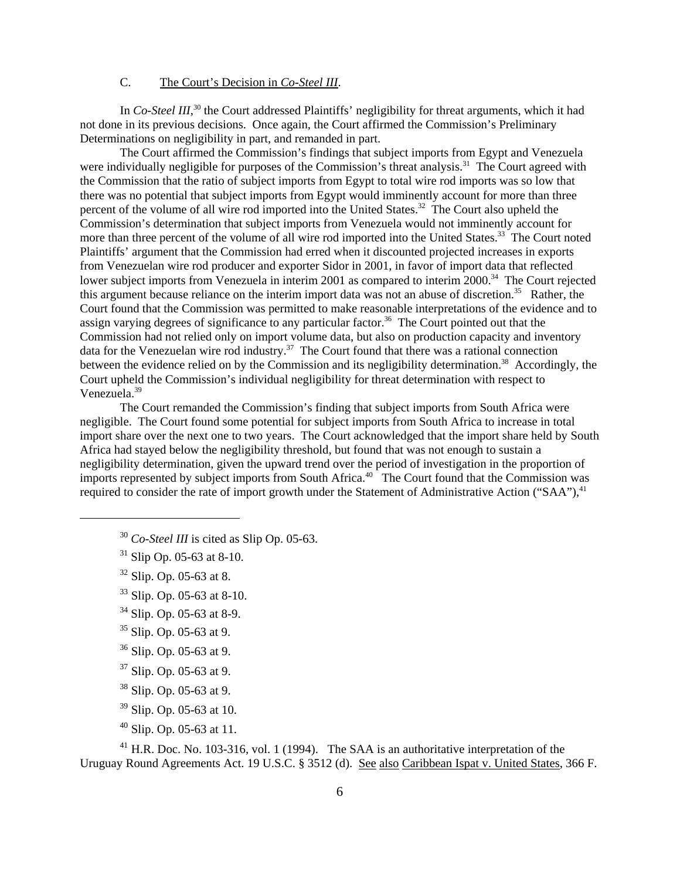### C. The Court's Decision in *Co-Steel III*.

In *Co-Steel III*,[30] the Court addressed Plaintiffs' negligibility for threat arguments, which it had not done in its previous decisions. Once again, the Court affirmed the Commission's Preliminary Determinations on negligibility in part, and remanded in part.

The Court affirmed the Commission's findings that subject imports from Egypt and Venezuela were individually negligible for purposes of the Commission's threat analysis.[31] The Court agreed with the Commission that the ratio of subject imports from Egypt to total wire rod imports was so low that there was no potential that subject imports from Egypt would imminently account for more than three percent of the volume of all wire rod imported into the United States.[32] The Court also upheld the Commission's determination that subject imports from Venezuela would not imminently account for more than three percent of the volume of all wire rod imported into the United States.[33] The Court noted Plaintiffs' argument that the Commission had erred when it discounted projected increases in exports from Venezuelan wire rod producer and exporter Sidor in 2001, in favor of import data that reflected lower subject imports from Venezuela in interim 2001 as compared to interim 2000.[34] The Court rejected this argument because reliance on the interim import data was not an abuse of discretion.[35] Rather, the Court found that the Commission was permitted to make reasonable interpretations of the evidence and to assign varying degrees of significance to any particular factor.[36] The Court pointed out that the Commission had not relied only on import volume data, but also on production capacity and inventory data for the Venezuelan wire rod industry.[37] The Court found that there was a rational connection between the evidence relied on by the Commission and its negligibility determination.[38] Accordingly, the Court upheld the Commission's individual negligibility for threat determination with respect to Venezuela.[39]

The Court remanded the Commission's finding that subject imports from South Africa were negligible. The Court found some potential for subject imports from South Africa to increase in total import share over the next one to two years. The Court acknowledged that the import share held by South Africa had stayed below the negligibility threshold, but found that was not enough to sustain a negligibility determination, given the upward trend over the period of investigation in the proportion of imports represented by subject imports from South Africa.[40] The Court found that the Commission was required to consider the rate of import growth under the Statement of Administrative Action ("SAA"),[41]

---

[30] *Co-Steel III* is cited as Slip Op. 05-63.

[31] Slip Op. 05-63 at 8-10.

[32] Slip. Op. 05-63 at 8.

[33] Slip. Op. 05-63 at 8-10.

[34] Slip. Op. 05-63 at 8-9.

[35] Slip. Op. 05-63 at 9.

[36] Slip. Op. 05-63 at 9.

[37] Slip. Op. 05-63 at 9.

[38] Slip. Op. 05-63 at 9.

[39] Slip. Op. 05-63 at 10.

[40] Slip. Op. 05-63 at 11.

[41] H.R. Doc. No. 103-316, vol. 1 (1994). The SAA is an authoritative interpretation of the Uruguay Round Agreements Act. 19 U.S.C. § 3512 (d). See also Caribbean Ispat v. United States, 366 F.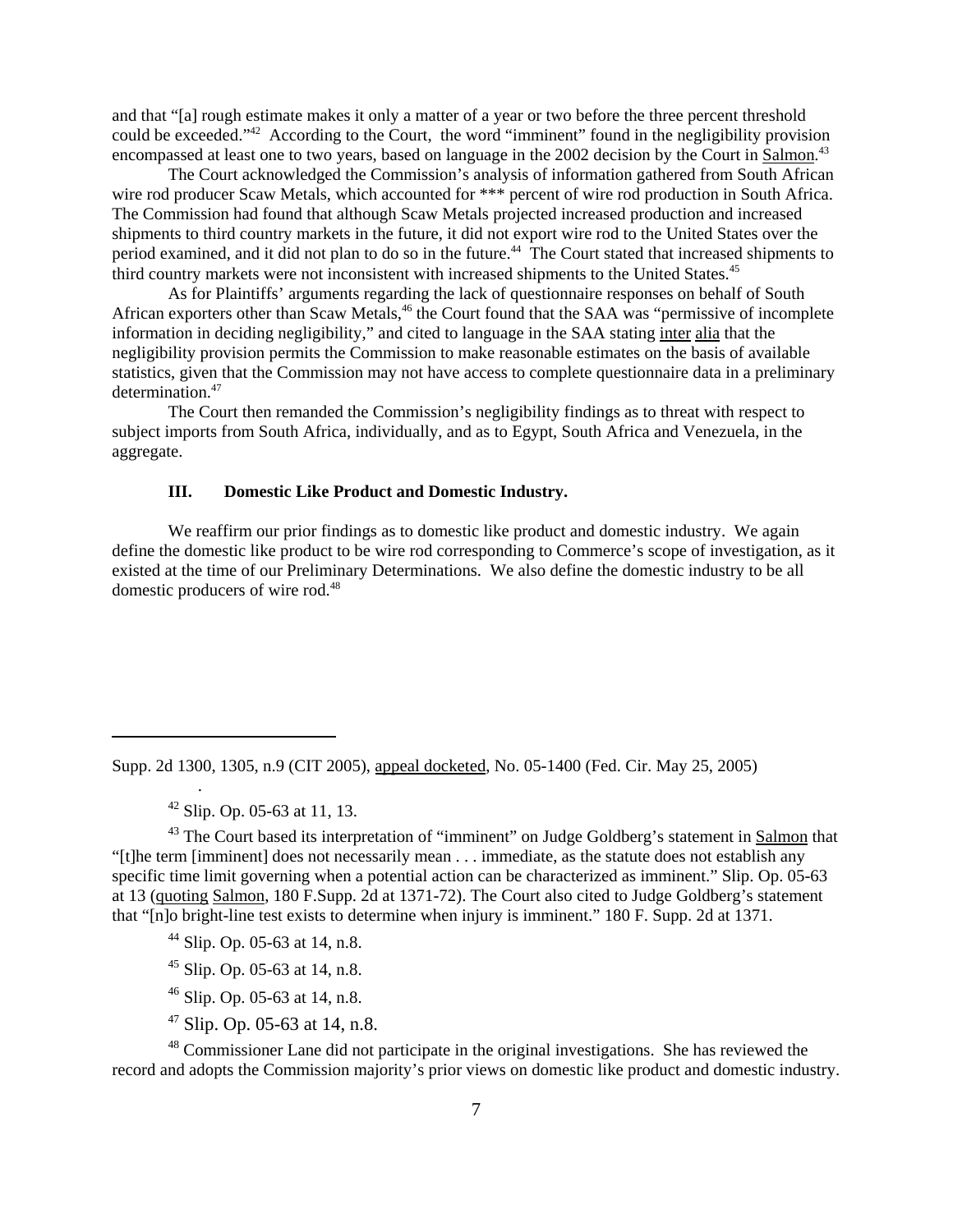and that "[a] rough estimate makes it only a matter of a year or two before the three percent threshold could be exceeded."[42] According to the Court, the word "imminent" found in the negligibility provision encompassed at least one to two years, based on language in the 2002 decision by the Court in Salmon.[43]

The Court acknowledged the Commission's analysis of information gathered from South African wire rod producer Scaw Metals, which accounted for *** percent of wire rod production in South Africa. The Commission had found that although Scaw Metals projected increased production and increased shipments to third country markets in the future, it did not export wire rod to the United States over the period examined, and it did not plan to do so in the future.[44] The Court stated that increased shipments to third country markets were not inconsistent with increased shipments to the United States.[45]

As for Plaintiffs' arguments regarding the lack of questionnaire responses on behalf of South African exporters other than Scaw Metals,[46] the Court found that the SAA was "permissive of incomplete information in deciding negligibility," and cited to language in the SAA stating inter alia that the negligibility provision permits the Commission to make reasonable estimates on the basis of available statistics, given that the Commission may not have access to complete questionnaire data in a preliminary determination.[47]

The Court then remanded the Commission's negligibility findings as to threat with respect to subject imports from South Africa, individually, and as to Egypt, South Africa and Venezuela, in the aggregate.

### III. Domestic Like Product and Domestic Industry.

We reaffirm our prior findings as to domestic like product and domestic industry. We again define the domestic like product to be wire rod corresponding to Commerce's scope of investigation, as it existed at the time of our Preliminary Determinations. We also define the domestic industry to be all domestic producers of wire rod.[48]

---

Supp. 2d 1300, 1305, n.9 (CIT 2005), appeal docketed, No. 05-1400 (Fed. Cir. May 25, 2005)

.

[42] Slip. Op. 05-63 at 11, 13.

[43] The Court based its interpretation of "imminent" on Judge Goldberg's statement in Salmon that "[t]he term [imminent] does not necessarily mean . . . immediate, as the statute does not establish any specific time limit governing when a potential action can be characterized as imminent." Slip. Op. 05-63 at 13 (quoting Salmon, 180 F.Supp. 2d at 1371-72). The Court also cited to Judge Goldberg's statement that "[n]o bright-line test exists to determine when injury is imminent." 180 F. Supp. 2d at 1371.

[44] Slip. Op. 05-63 at 14, n.8.

[45] Slip. Op. 05-63 at 14, n.8.

[46] Slip. Op. 05-63 at 14, n.8.

[47] Slip. Op. 05-63 at 14, n.8.

[48] Commissioner Lane did not participate in the original investigations. She has reviewed the record and adopts the Commission majority's prior views on domestic like product and domestic industry.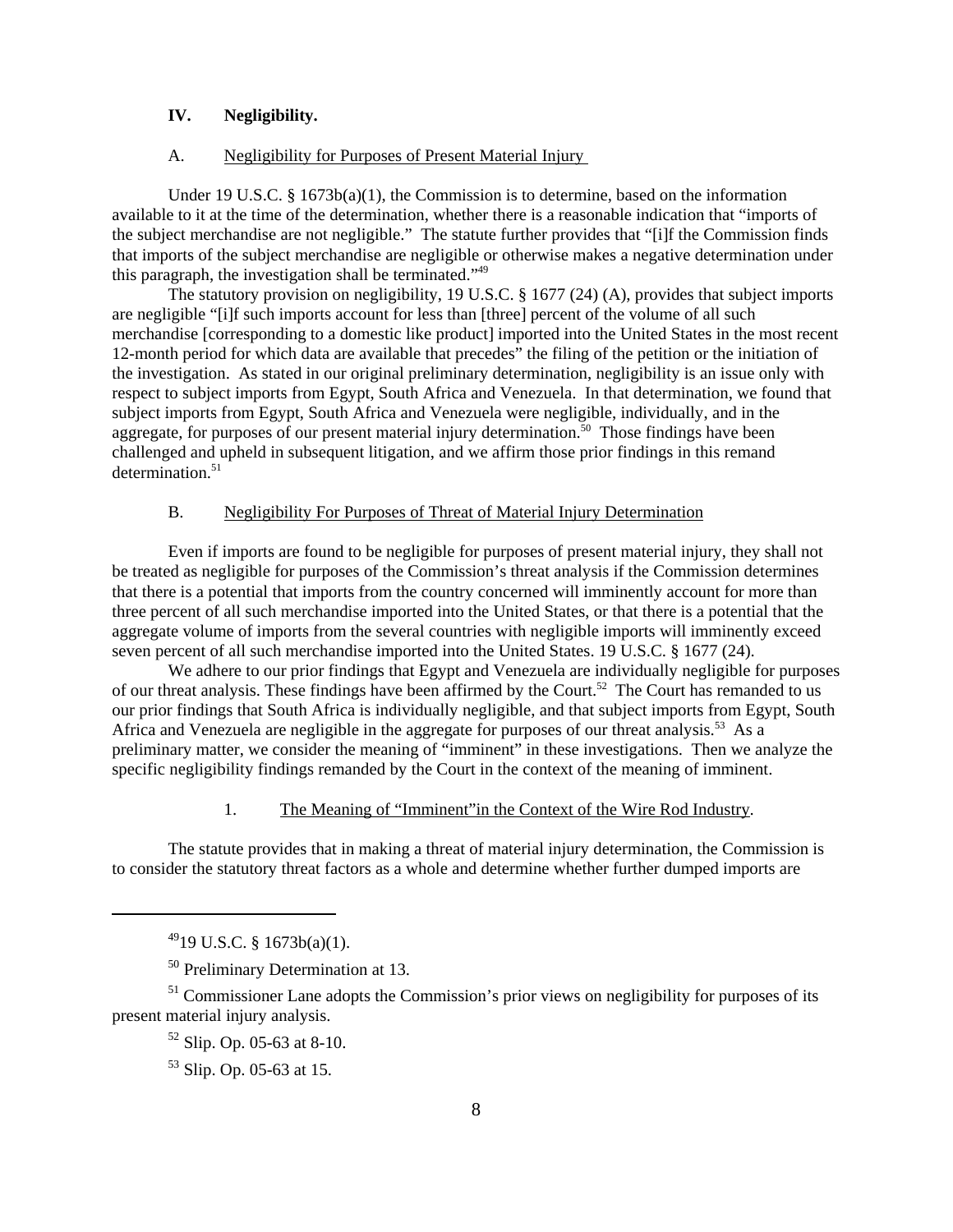## IV. Negligibility.

### A. Negligibility for Purposes of Present Material Injury

Under 19 U.S.C. § 1673b(a)(1), the Commission is to determine, based on the information available to it at the time of the determination, whether there is a reasonable indication that "imports of the subject merchandise are not negligible." The statute further provides that "[i]f the Commission finds that imports of the subject merchandise are negligible or otherwise makes a negative determination under this paragraph, the investigation shall be terminated."[49]

The statutory provision on negligibility, 19 U.S.C. § 1677 (24) (A), provides that subject imports are negligible "[i]f such imports account for less than [three] percent of the volume of all such merchandise [corresponding to a domestic like product] imported into the United States in the most recent 12-month period for which data are available that precedes" the filing of the petition or the initiation of the investigation. As stated in our original preliminary determination, negligibility is an issue only with respect to subject imports from Egypt, South Africa and Venezuela. In that determination, we found that subject imports from Egypt, South Africa and Venezuela were negligible, individually, and in the aggregate, for purposes of our present material injury determination.[50] Those findings have been challenged and upheld in subsequent litigation, and we affirm those prior findings in this remand determination.[51]

### B. Negligibility For Purposes of Threat of Material Injury Determination

Even if imports are found to be negligible for purposes of present material injury, they shall not be treated as negligible for purposes of the Commission's threat analysis if the Commission determines that there is a potential that imports from the country concerned will imminently account for more than three percent of all such merchandise imported into the United States, or that there is a potential that the aggregate volume of imports from the several countries with negligible imports will imminently exceed seven percent of all such merchandise imported into the United States. 19 U.S.C. § 1677 (24).

We adhere to our prior findings that Egypt and Venezuela are individually negligible for purposes of our threat analysis. These findings have been affirmed by the Court.[52] The Court has remanded to us our prior findings that South Africa is individually negligible, and that subject imports from Egypt, South Africa and Venezuela are negligible in the aggregate for purposes of our threat analysis.[53] As a preliminary matter, we consider the meaning of "imminent" in these investigations. Then we analyze the specific negligibility findings remanded by the Court in the context of the meaning of imminent.

#### 1. The Meaning of "Imminent" in the Context of the Wire Rod Industry.

The statute provides that in making a threat of material injury determination, the Commission is to consider the statutory threat factors as a whole and determine whether further dumped imports are

---

[49] 19 U.S.C. § 1673b(a)(1).

[50] Preliminary Determination at 13.

[51] Commissioner Lane adopts the Commission's prior views on negligibility for purposes of its present material injury analysis.

[52] Slip. Op. 05-63 at 8-10.

[53] Slip. Op. 05-63 at 15.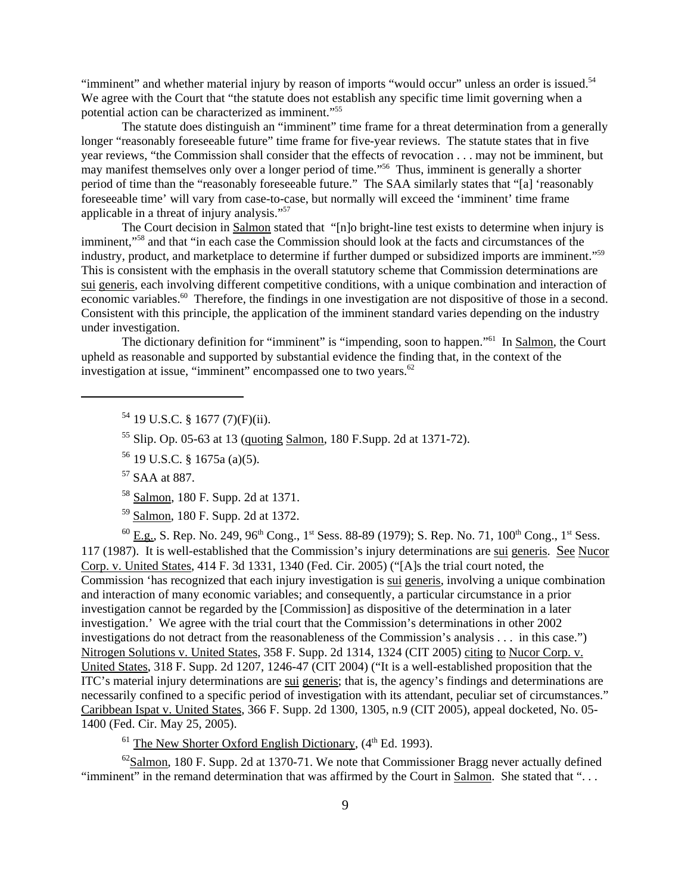"imminent" and whether material injury by reason of imports "would occur" unless an order is issued.[54] We agree with the Court that "the statute does not establish any specific time limit governing when a potential action can be characterized as imminent."[55]

The statute does distinguish an "imminent" time frame for a threat determination from a generally longer "reasonably foreseeable future" time frame for five-year reviews. The statute states that in five year reviews, "the Commission shall consider that the effects of revocation . . . may not be imminent, but may manifest themselves only over a longer period of time."[56] Thus, imminent is generally a shorter period of time than the "reasonably foreseeable future." The SAA similarly states that "[a] 'reasonably foreseeable time' will vary from case-to-case, but normally will exceed the 'imminent' time frame applicable in a threat of injury analysis."[57]

The Court decision in Salmon stated that "[n]o bright-line test exists to determine when injury is imminent,"[58] and that "in each case the Commission should look at the facts and circumstances of the industry, product, and marketplace to determine if further dumped or subsidized imports are imminent."[59] This is consistent with the emphasis in the overall statutory scheme that Commission determinations are sui generis, each involving different competitive conditions, with a unique combination and interaction of economic variables.[60] Therefore, the findings in one investigation are not dispositive of those in a second. Consistent with this principle, the application of the imminent standard varies depending on the industry under investigation.

The dictionary definition for "imminent" is "impending, soon to happen."[61] In Salmon, the Court upheld as reasonable and supported by substantial evidence the finding that, in the context of the investigation at issue, "imminent" encompassed one to two years.[62]

---

[54] 19 U.S.C. § 1677 (7)(F)(ii).

[55] Slip. Op. 05-63 at 13 (quoting Salmon, 180 F.Supp. 2d at 1371-72).

[56] 19 U.S.C. § 1675a (a)(5).

[57] SAA at 887.

[58] Salmon, 180 F. Supp. 2d at 1371.

[59] Salmon, 180 F. Supp. 2d at 1372.

[60] E.g., S. Rep. No. 249, 96th Cong., 1st Sess. 88-89 (1979); S. Rep. No. 71, 100th Cong., 1st Sess. 117 (1987). It is well-established that the Commission's injury determinations are sui generis. See Nucor Corp. v. United States, 414 F. 3d 1331, 1340 (Fed. Cir. 2005) ("[A]s the trial court noted, the Commission 'has recognized that each injury investigation is sui generis, involving a unique combination and interaction of many economic variables; and consequently, a particular circumstance in a prior investigation cannot be regarded by the [Commission] as dispositive of the determination in a later investigation.' We agree with the trial court that the Commission's determinations in other 2002 investigations do not detract from the reasonableness of the Commission's analysis . . . in this case.") Nitrogen Solutions v. United States, 358 F. Supp. 2d 1314, 1324 (CIT 2005) citing to Nucor Corp. v. United States, 318 F. Supp. 2d 1207, 1246-47 (CIT 2004) ("It is a well-established proposition that the ITC's material injury determinations are sui generis; that is, the agency's findings and determinations are necessarily confined to a specific period of investigation with its attendant, peculiar set of circumstances." Caribbean Ispat v. United States, 366 F. Supp. 2d 1300, 1305, n.9 (CIT 2005), appeal docketed, No. 05-1400 (Fed. Cir. May 25, 2005).

[61] The New Shorter Oxford English Dictionary, (4th Ed. 1993).

[62] Salmon, 180 F. Supp. 2d at 1370-71. We note that Commissioner Bragg never actually defined "imminent" in the remand determination that was affirmed by the Court in Salmon. She stated that ". . .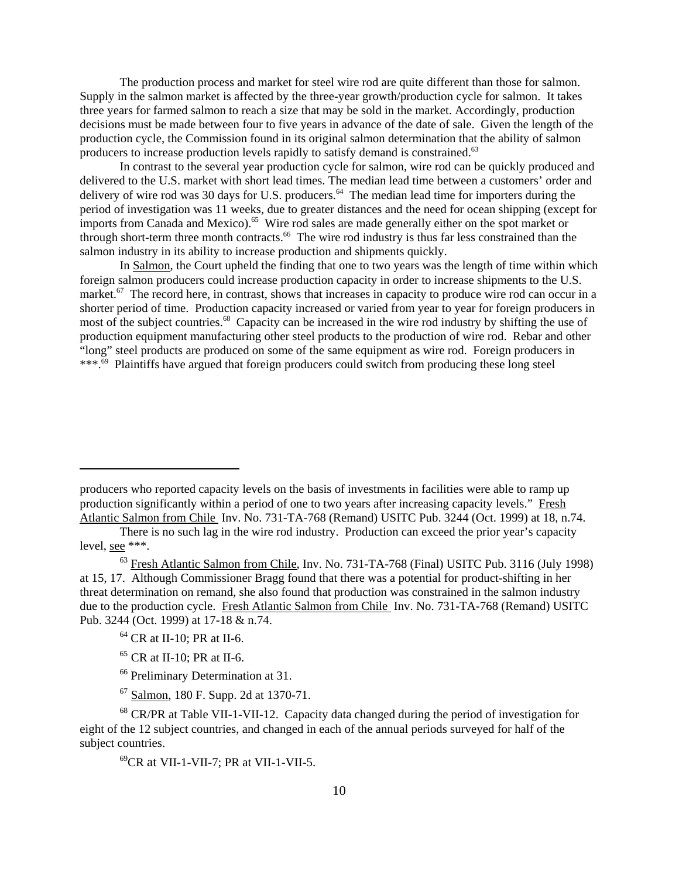The production process and market for steel wire rod are quite different than those for salmon. Supply in the salmon market is affected by the three-year growth/production cycle for salmon. It takes three years for farmed salmon to reach a size that may be sold in the market. Accordingly, production decisions must be made between four to five years in advance of the date of sale. Given the length of the production cycle, the Commission found in its original salmon determination that the ability of salmon producers to increase production levels rapidly to satisfy demand is constrained.[63]

In contrast to the several year production cycle for salmon, wire rod can be quickly produced and delivered to the U.S. market with short lead times. The median lead time between a customers' order and delivery of wire rod was 30 days for U.S. producers.[64] The median lead time for importers during the period of investigation was 11 weeks, due to greater distances and the need for ocean shipping (except for imports from Canada and Mexico).[65] Wire rod sales are made generally either on the spot market or through short-term three month contracts.[66] The wire rod industry is thus far less constrained than the salmon industry in its ability to increase production and shipments quickly.

In Salmon, the Court upheld the finding that one to two years was the length of time within which foreign salmon producers could increase production capacity in order to increase shipments to the U.S. market.[67] The record here, in contrast, shows that increases in capacity to produce wire rod can occur in a shorter period of time. Production capacity increased or varied from year to year for foreign producers in most of the subject countries.[68] Capacity can be increased in the wire rod industry by shifting the use of production equipment manufacturing other steel products to the production of wire rod. Rebar and other "long" steel products are produced on some of the same equipment as wire rod. Foreign producers in ***.[69] Plaintiffs have argued that foreign producers could switch from producing these long steel

---

producers who reported capacity levels on the basis of investments in facilities were able to ramp up production significantly within a period of one to two years after increasing capacity levels." Fresh Atlantic Salmon from Chile Inv. No. 731-TA-768 (Remand) USITC Pub. 3244 (Oct. 1999) at 18, n.74.

There is no such lag in the wire rod industry. Production can exceed the prior year's capacity level, see ***.

[63] Fresh Atlantic Salmon from Chile, Inv. No. 731-TA-768 (Final) USITC Pub. 3116 (July 1998) at 15, 17. Although Commissioner Bragg found that there was a potential for product-shifting in her threat determination on remand, she also found that production was constrained in the salmon industry due to the production cycle. Fresh Atlantic Salmon from Chile Inv. No. 731-TA-768 (Remand) USITC Pub. 3244 (Oct. 1999) at 17-18 & n.74.

[64] CR at II-10; PR at II-6.

[65] CR at II-10; PR at II-6.

[66] Preliminary Determination at 31.

[67] Salmon, 180 F. Supp. 2d at 1370-71.

[68] CR/PR at Table VII-1-VII-12. Capacity data changed during the period of investigation for eight of the 12 subject countries, and changed in each of the annual periods surveyed for half of the subject countries.

[69] CR at VII-1-VII-7; PR at VII-1-VII-5.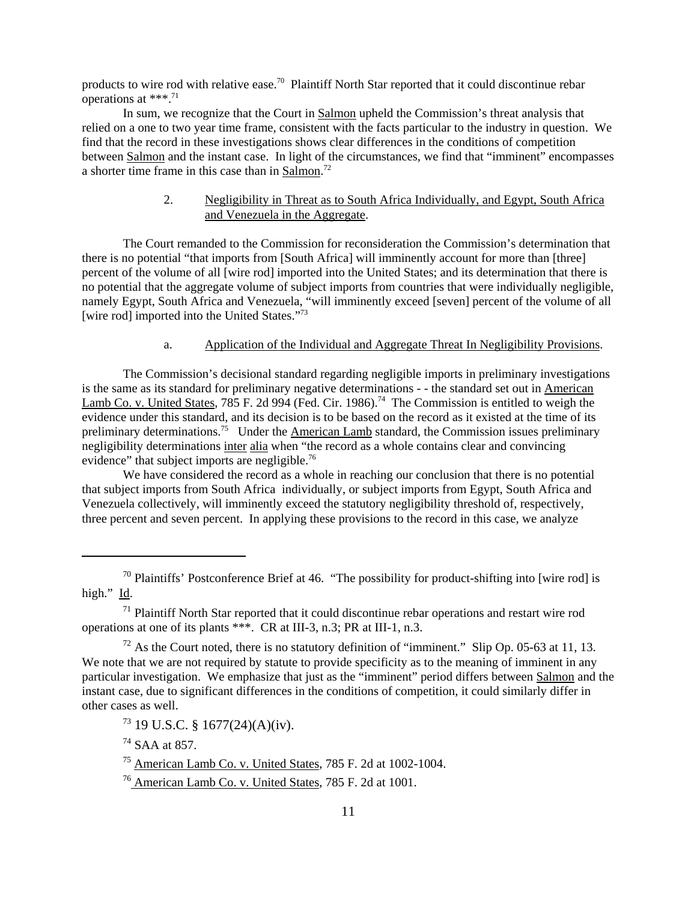products to wire rod with relative ease.[70] Plaintiff North Star reported that it could discontinue rebar operations at ***.[71]

In sum, we recognize that the Court in Salmon upheld the Commission's threat analysis that relied on a one to two year time frame, consistent with the facts particular to the industry in question. We find that the record in these investigations shows clear differences in the conditions of competition between Salmon and the instant case. In light of the circumstances, we find that "imminent" encompasses a shorter time frame in this case than in Salmon.[72]

2. Negligibility in Threat as to South Africa Individually, and Egypt, South Africa and Venezuela in the Aggregate.

The Court remanded to the Commission for reconsideration the Commission's determination that there is no potential "that imports from [South Africa] will imminently account for more than [three] percent of the volume of all [wire rod] imported into the United States; and its determination that there is no potential that the aggregate volume of subject imports from countries that were individually negligible, namely Egypt, South Africa and Venezuela, "will imminently exceed [seven] percent of the volume of all [wire rod] imported into the United States."[73]

a. Application of the Individual and Aggregate Threat In Negligibility Provisions.

The Commission's decisional standard regarding negligible imports in preliminary investigations is the same as its standard for preliminary negative determinations - - the standard set out in American Lamb Co. v. United States, 785 F. 2d 994 (Fed. Cir. 1986).[74] The Commission is entitled to weigh the evidence under this standard, and its decision is to be based on the record as it existed at the time of its preliminary determinations.[75] Under the American Lamb standard, the Commission issues preliminary negligibility determinations inter alia when "the record as a whole contains clear and convincing evidence" that subject imports are negligible.[76]

We have considered the record as a whole in reaching our conclusion that there is no potential that subject imports from South Africa individually, or subject imports from Egypt, South Africa and Venezuela collectively, will imminently exceed the statutory negligibility threshold of, respectively, three percent and seven percent. In applying these provisions to the record in this case, we analyze

---

[70] Plaintiffs' Postconference Brief at 46. "The possibility for product-shifting into [wire rod] is high." Id.

[71] Plaintiff North Star reported that it could discontinue rebar operations and restart wire rod operations at one of its plants ***. CR at III-3, n.3; PR at III-1, n.3.

[72] As the Court noted, there is no statutory definition of "imminent." Slip Op. 05-63 at 11, 13. We note that we are not required by statute to provide specificity as to the meaning of imminent in any particular investigation. We emphasize that just as the "imminent" period differs between Salmon and the instant case, due to significant differences in the conditions of competition, it could similarly differ in other cases as well.

[73] 19 U.S.C. § 1677(24)(A)(iv).

[74] SAA at 857.

[75] American Lamb Co. v. United States, 785 F. 2d at 1002-1004.

[76] American Lamb Co. v. United States, 785 F. 2d at 1001.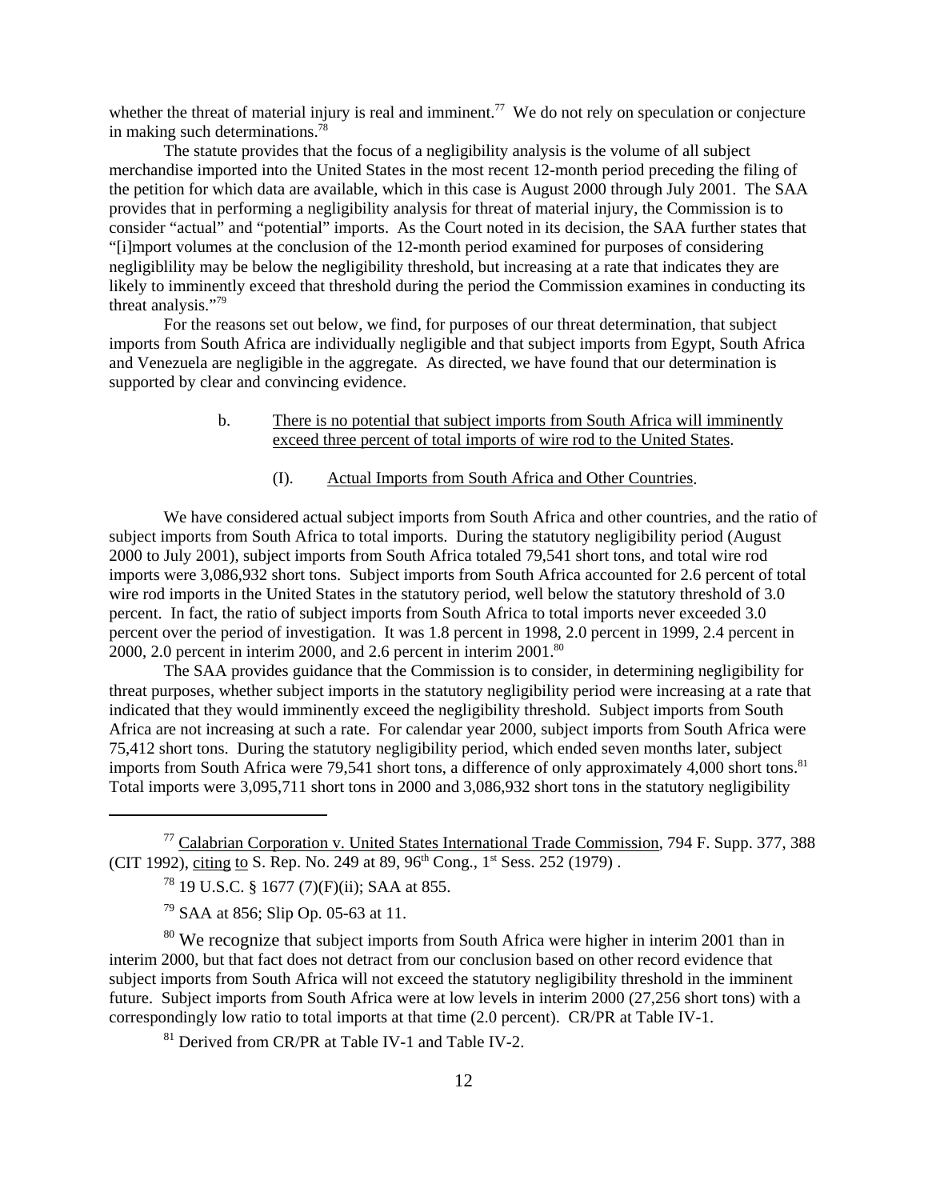whether the threat of material injury is real and imminent.[77] We do not rely on speculation or conjecture in making such determinations.[78]

The statute provides that the focus of a negligibility analysis is the volume of all subject merchandise imported into the United States in the most recent 12-month period preceding the filing of the petition for which data are available, which in this case is August 2000 through July 2001. The SAA provides that in performing a negligibility analysis for threat of material injury, the Commission is to consider "actual" and "potential" imports. As the Court noted in its decision, the SAA further states that "[i]mport volumes at the conclusion of the 12-month period examined for purposes of considering negligiblility may be below the negligibility threshold, but increasing at a rate that indicates they are likely to imminently exceed that threshold during the period the Commission examines in conducting its threat analysis."[79]

For the reasons set out below, we find, for purposes of our threat determination, that subject imports from South Africa are individually negligible and that subject imports from Egypt, South Africa and Venezuela are negligible in the aggregate. As directed, we have found that our determination is supported by clear and convincing evidence.

b. There is no potential that subject imports from South Africa will imminently exceed three percent of total imports of wire rod to the United States.

(I). Actual Imports from South Africa and Other Countries.

We have considered actual subject imports from South Africa and other countries, and the ratio of subject imports from South Africa to total imports. During the statutory negligibility period (August 2000 to July 2001), subject imports from South Africa totaled 79,541 short tons, and total wire rod imports were 3,086,932 short tons. Subject imports from South Africa accounted for 2.6 percent of total wire rod imports in the United States in the statutory period, well below the statutory threshold of 3.0 percent. In fact, the ratio of subject imports from South Africa to total imports never exceeded 3.0 percent over the period of investigation. It was 1.8 percent in 1998, 2.0 percent in 1999, 2.4 percent in 2000, 2.0 percent in interim 2000, and 2.6 percent in interim 2001.[80]

The SAA provides guidance that the Commission is to consider, in determining negligibility for threat purposes, whether subject imports in the statutory negligibility period were increasing at a rate that indicated that they would imminently exceed the negligibility threshold. Subject imports from South Africa are not increasing at such a rate. For calendar year 2000, subject imports from South Africa were 75,412 short tons. During the statutory negligibility period, which ended seven months later, subject imports from South Africa were 79,541 short tons, a difference of only approximately 4,000 short tons.[81] Total imports were 3,095,711 short tons in 2000 and 3,086,932 short tons in the statutory negligibility

---

[77] Calabrian Corporation v. United States International Trade Commission, 794 F. Supp. 377, 388 (CIT 1992), citing to S. Rep. No. 249 at 89, 96th Cong., 1st Sess. 252 (1979) .

[78] 19 U.S.C. § 1677 (7)(F)(ii); SAA at 855.

[79] SAA at 856; Slip Op. 05-63 at 11.

[80] We recognize that subject imports from South Africa were higher in interim 2001 than in interim 2000, but that fact does not detract from our conclusion based on other record evidence that subject imports from South Africa will not exceed the statutory negligibility threshold in the imminent future. Subject imports from South Africa were at low levels in interim 2000 (27,256 short tons) with a correspondingly low ratio to total imports at that time (2.0 percent). CR/PR at Table IV-1.

[81] Derived from CR/PR at Table IV-1 and Table IV-2.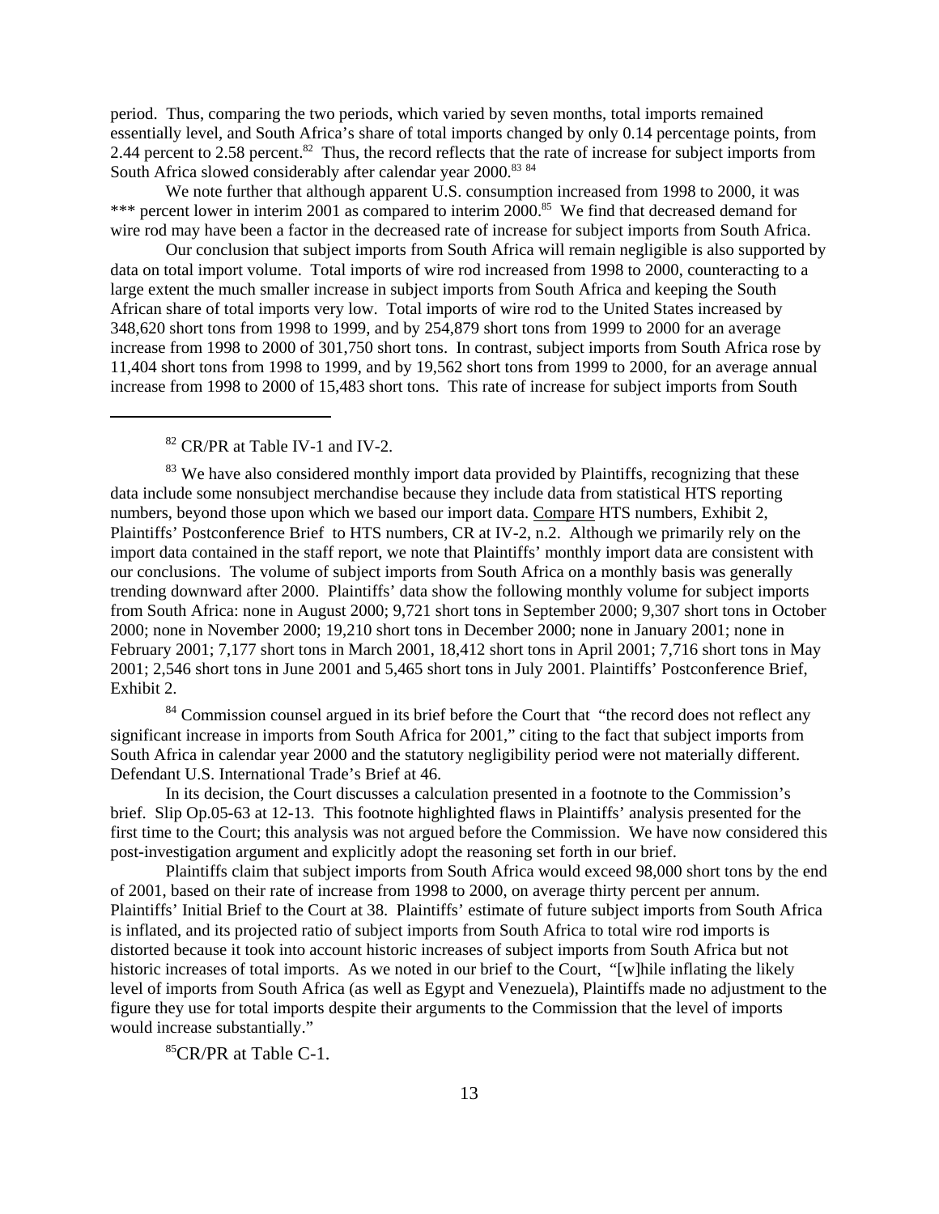period. Thus, comparing the two periods, which varied by seven months, total imports remained essentially level, and South Africa's share of total imports changed by only 0.14 percentage points, from 2.44 percent to 2.58 percent.[82] Thus, the record reflects that the rate of increase for subject imports from South Africa slowed considerably after calendar year 2000.[83] [84]

We note further that although apparent U.S. consumption increased from 1998 to 2000, it was *** percent lower in interim 2001 as compared to interim 2000.[85] We find that decreased demand for wire rod may have been a factor in the decreased rate of increase for subject imports from South Africa.

Our conclusion that subject imports from South Africa will remain negligible is also supported by data on total import volume. Total imports of wire rod increased from 1998 to 2000, counteracting to a large extent the much smaller increase in subject imports from South Africa and keeping the South African share of total imports very low. Total imports of wire rod to the United States increased by 348,620 short tons from 1998 to 1999, and by 254,879 short tons from 1999 to 2000 for an average increase from 1998 to 2000 of 301,750 short tons. In contrast, subject imports from South Africa rose by 11,404 short tons from 1998 to 1999, and by 19,562 short tons from 1999 to 2000, for an average annual increase from 1998 to 2000 of 15,483 short tons. This rate of increase for subject imports from South

---

[82] CR/PR at Table IV-1 and IV-2.

[83] We have also considered monthly import data provided by Plaintiffs, recognizing that these data include some nonsubject merchandise because they include data from statistical HTS reporting numbers, beyond those upon which we based our import data. Compare HTS numbers, Exhibit 2, Plaintiffs' Postconference Brief to HTS numbers, CR at IV-2, n.2. Although we primarily rely on the import data contained in the staff report, we note that Plaintiffs' monthly import data are consistent with our conclusions. The volume of subject imports from South Africa on a monthly basis was generally trending downward after 2000. Plaintiffs' data show the following monthly volume for subject imports from South Africa: none in August 2000; 9,721 short tons in September 2000; 9,307 short tons in October 2000; none in November 2000; 19,210 short tons in December 2000; none in January 2001; none in February 2001; 7,177 short tons in March 2001, 18,412 short tons in April 2001; 7,716 short tons in May 2001; 2,546 short tons in June 2001 and 5,465 short tons in July 2001. Plaintiffs' Postconference Brief, Exhibit 2.

[84] Commission counsel argued in its brief before the Court that "the record does not reflect any significant increase in imports from South Africa for 2001," citing to the fact that subject imports from South Africa in calendar year 2000 and the statutory negligibility period were not materially different. Defendant U.S. International Trade's Brief at 46.

In its decision, the Court discusses a calculation presented in a footnote to the Commission's brief. Slip Op.05-63 at 12-13. This footnote highlighted flaws in Plaintiffs' analysis presented for the first time to the Court; this analysis was not argued before the Commission. We have now considered this post-investigation argument and explicitly adopt the reasoning set forth in our brief.

Plaintiffs claim that subject imports from South Africa would exceed 98,000 short tons by the end of 2001, based on their rate of increase from 1998 to 2000, on average thirty percent per annum. Plaintiffs' Initial Brief to the Court at 38. Plaintiffs' estimate of future subject imports from South Africa is inflated, and its projected ratio of subject imports from South Africa to total wire rod imports is distorted because it took into account historic increases of subject imports from South Africa but not historic increases of total imports. As we noted in our brief to the Court, "[w]hile inflating the likely level of imports from South Africa (as well as Egypt and Venezuela), Plaintiffs made no adjustment to the figure they use for total imports despite their arguments to the Commission that the level of imports would increase substantially."

[85] CR/PR at Table C-1.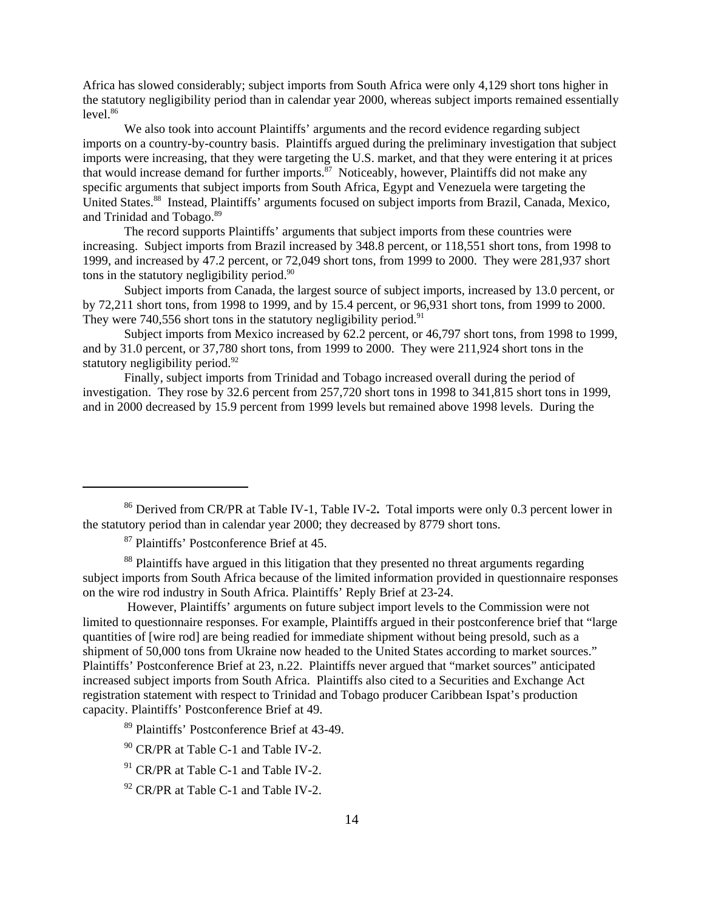Africa has slowed considerably; subject imports from South Africa were only 4,129 short tons higher in the statutory negligibility period than in calendar year 2000, whereas subject imports remained essentially level.[86]

We also took into account Plaintiffs' arguments and the record evidence regarding subject imports on a country-by-country basis. Plaintiffs argued during the preliminary investigation that subject imports were increasing, that they were targeting the U.S. market, and that they were entering it at prices that would increase demand for further imports.[87] Noticeably, however, Plaintiffs did not make any specific arguments that subject imports from South Africa, Egypt and Venezuela were targeting the United States.[88] Instead, Plaintiffs' arguments focused on subject imports from Brazil, Canada, Mexico, and Trinidad and Tobago.[89]

The record supports Plaintiffs' arguments that subject imports from these countries were increasing. Subject imports from Brazil increased by 348.8 percent, or 118,551 short tons, from 1998 to 1999, and increased by 47.2 percent, or 72,049 short tons, from 1999 to 2000. They were 281,937 short tons in the statutory negligibility period.[90]

Subject imports from Canada, the largest source of subject imports, increased by 13.0 percent, or by 72,211 short tons, from 1998 to 1999, and by 15.4 percent, or 96,931 short tons, from 1999 to 2000. They were 740,556 short tons in the statutory negligibility period.[91]

Subject imports from Mexico increased by 62.2 percent, or 46,797 short tons, from 1998 to 1999, and by 31.0 percent, or 37,780 short tons, from 1999 to 2000. They were 211,924 short tons in the statutory negligibility period.[92]

Finally, subject imports from Trinidad and Tobago increased overall during the period of investigation. They rose by 32.6 percent from 257,720 short tons in 1998 to 341,815 short tons in 1999, and in 2000 decreased by 15.9 percent from 1999 levels but remained above 1998 levels. During the

---

[86] Derived from CR/PR at Table IV-1, Table IV-2**.** Total imports were only 0.3 percent lower in the statutory period than in calendar year 2000; they decreased by 8779 short tons.

[87] Plaintiffs' Postconference Brief at 45.

[88] Plaintiffs have argued in this litigation that they presented no threat arguments regarding subject imports from South Africa because of the limited information provided in questionnaire responses on the wire rod industry in South Africa. Plaintiffs' Reply Brief at 23-24.

However, Plaintiffs' arguments on future subject import levels to the Commission were not limited to questionnaire responses. For example, Plaintiffs argued in their postconference brief that "large quantities of [wire rod] are being readied for immediate shipment without being presold, such as a shipment of 50,000 tons from Ukraine now headed to the United States according to market sources." Plaintiffs' Postconference Brief at 23, n.22. Plaintiffs never argued that "market sources" anticipated increased subject imports from South Africa. Plaintiffs also cited to a Securities and Exchange Act registration statement with respect to Trinidad and Tobago producer Caribbean Ispat's production capacity. Plaintiffs' Postconference Brief at 49.

[89] Plaintiffs' Postconference Brief at 43-49.

[90] CR/PR at Table C-1 and Table IV-2.

[91] CR/PR at Table C-1 and Table IV-2.

[92] CR/PR at Table C-1 and Table IV-2.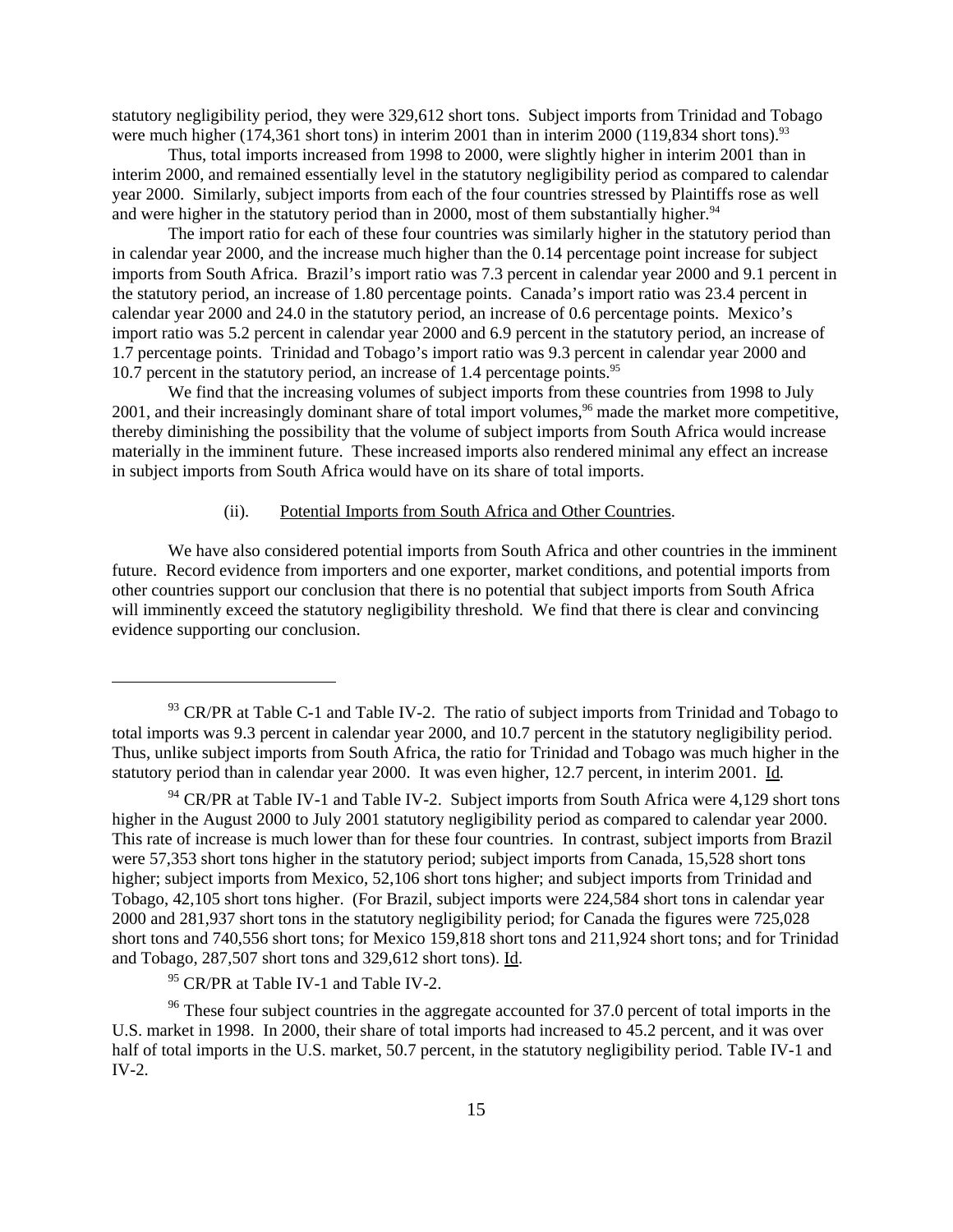statutory negligibility period, they were 329,612 short tons. Subject imports from Trinidad and Tobago were much higher (174,361 short tons) in interim 2001 than in interim 2000 (119,834 short tons).[93]

Thus, total imports increased from 1998 to 2000, were slightly higher in interim 2001 than in interim 2000, and remained essentially level in the statutory negligibility period as compared to calendar year 2000. Similarly, subject imports from each of the four countries stressed by Plaintiffs rose as well and were higher in the statutory period than in 2000, most of them substantially higher.[94]

The import ratio for each of these four countries was similarly higher in the statutory period than in calendar year 2000, and the increase much higher than the 0.14 percentage point increase for subject imports from South Africa. Brazil's import ratio was 7.3 percent in calendar year 2000 and 9.1 percent in the statutory period, an increase of 1.80 percentage points. Canada's import ratio was 23.4 percent in calendar year 2000 and 24.0 in the statutory period, an increase of 0.6 percentage points. Mexico's import ratio was 5.2 percent in calendar year 2000 and 6.9 percent in the statutory period, an increase of 1.7 percentage points. Trinidad and Tobago's import ratio was 9.3 percent in calendar year 2000 and 10.7 percent in the statutory period, an increase of 1.4 percentage points.[95]

We find that the increasing volumes of subject imports from these countries from 1998 to July 2001, and their increasingly dominant share of total import volumes,[96] made the market more competitive, thereby diminishing the possibility that the volume of subject imports from South Africa would increase materially in the imminent future. These increased imports also rendered minimal any effect an increase in subject imports from South Africa would have on its share of total imports.

(ii). Potential Imports from South Africa and Other Countries.

We have also considered potential imports from South Africa and other countries in the imminent future. Record evidence from importers and one exporter, market conditions, and potential imports from other countries support our conclusion that there is no potential that subject imports from South Africa will imminently exceed the statutory negligibility threshold. We find that there is clear and convincing evidence supporting our conclusion.

---

[93] CR/PR at Table C-1 and Table IV-2. The ratio of subject imports from Trinidad and Tobago to total imports was 9.3 percent in calendar year 2000, and 10.7 percent in the statutory negligibility period. Thus, unlike subject imports from South Africa, the ratio for Trinidad and Tobago was much higher in the statutory period than in calendar year 2000. It was even higher, 12.7 percent, in interim 2001. Id.

[94] CR/PR at Table IV-1 and Table IV-2. Subject imports from South Africa were 4,129 short tons higher in the August 2000 to July 2001 statutory negligibility period as compared to calendar year 2000. This rate of increase is much lower than for these four countries. In contrast, subject imports from Brazil were 57,353 short tons higher in the statutory period; subject imports from Canada, 15,528 short tons higher; subject imports from Mexico, 52,106 short tons higher; and subject imports from Trinidad and Tobago, 42,105 short tons higher. (For Brazil, subject imports were 224,584 short tons in calendar year 2000 and 281,937 short tons in the statutory negligibility period; for Canada the figures were 725,028 short tons and 740,556 short tons; for Mexico 159,818 short tons and 211,924 short tons; and for Trinidad and Tobago, 287,507 short tons and 329,612 short tons). Id.

[95] CR/PR at Table IV-1 and Table IV-2.

[96] These four subject countries in the aggregate accounted for 37.0 percent of total imports in the U.S. market in 1998. In 2000, their share of total imports had increased to 45.2 percent, and it was over half of total imports in the U.S. market, 50.7 percent, in the statutory negligibility period. Table IV-1 and IV-2.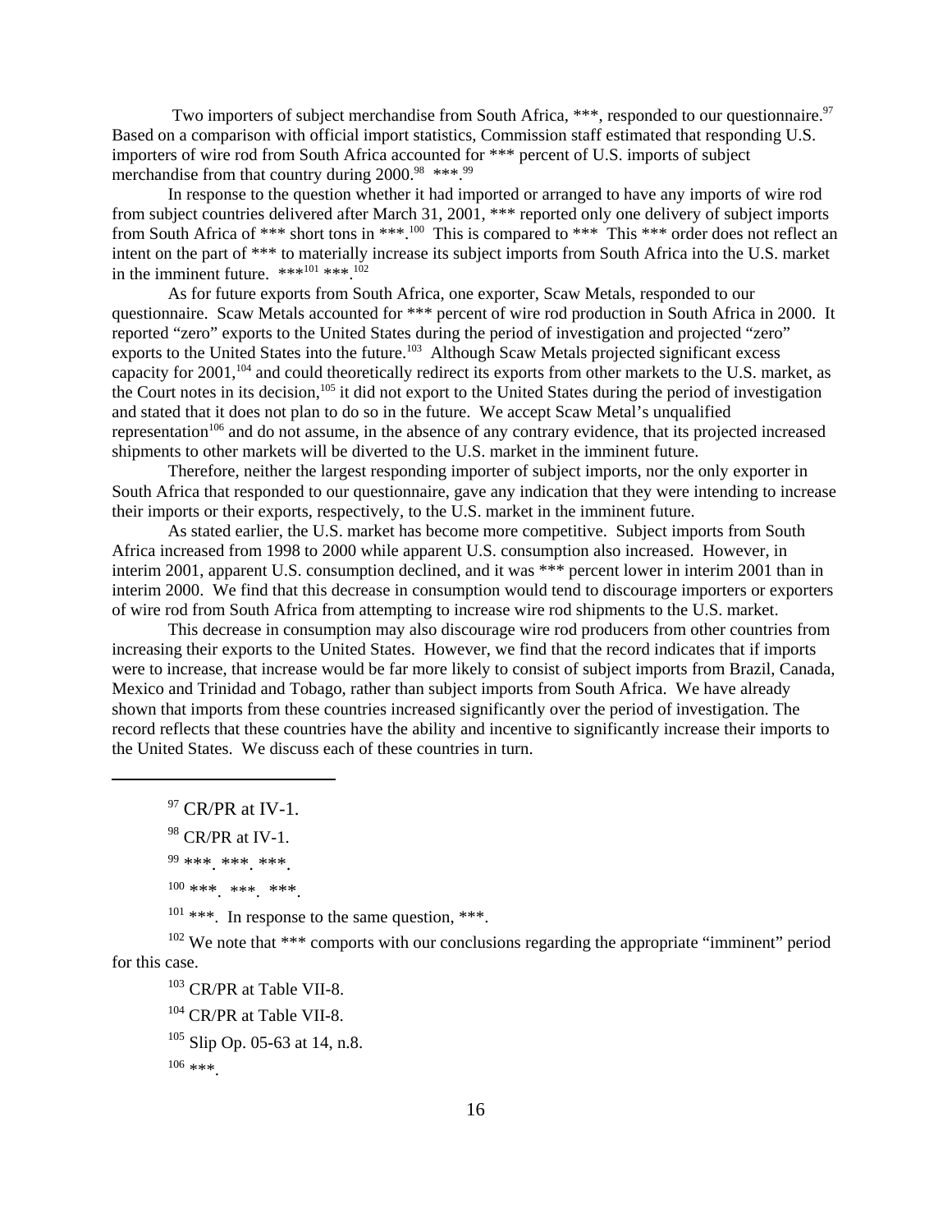Two importers of subject merchandise from South Africa, ***, responded to our questionnaire.[97] Based on a comparison with official import statistics, Commission staff estimated that responding U.S. importers of wire rod from South Africa accounted for *** percent of U.S. imports of subject merchandise from that country during 2000.[98] ***.[99]

In response to the question whether it had imported or arranged to have any imports of wire rod from subject countries delivered after March 31, 2001, *** reported only one delivery of subject imports from South Africa of *** short tons in ***.[100] This is compared to *** This *** order does not reflect an intent on the part of *** to materially increase its subject imports from South Africa into the U.S. market in the imminent future. ***[101] ***.[102]

As for future exports from South Africa, one exporter, Scaw Metals, responded to our questionnaire. Scaw Metals accounted for *** percent of wire rod production in South Africa in 2000. It reported "zero" exports to the United States during the period of investigation and projected "zero" exports to the United States into the future.[103] Although Scaw Metals projected significant excess capacity for 2001,[104] and could theoretically redirect its exports from other markets to the U.S. market, as the Court notes in its decision,[105] it did not export to the United States during the period of investigation and stated that it does not plan to do so in the future. We accept Scaw Metal's unqualified representation[106] and do not assume, in the absence of any contrary evidence, that its projected increased shipments to other markets will be diverted to the U.S. market in the imminent future.

Therefore, neither the largest responding importer of subject imports, nor the only exporter in South Africa that responded to our questionnaire, gave any indication that they were intending to increase their imports or their exports, respectively, to the U.S. market in the imminent future.

As stated earlier, the U.S. market has become more competitive. Subject imports from South Africa increased from 1998 to 2000 while apparent U.S. consumption also increased. However, in interim 2001, apparent U.S. consumption declined, and it was *** percent lower in interim 2001 than in interim 2000. We find that this decrease in consumption would tend to discourage importers or exporters of wire rod from South Africa from attempting to increase wire rod shipments to the U.S. market.

This decrease in consumption may also discourage wire rod producers from other countries from increasing their exports to the United States. However, we find that the record indicates that if imports were to increase, that increase would be far more likely to consist of subject imports from Brazil, Canada, Mexico and Trinidad and Tobago, rather than subject imports from South Africa. We have already shown that imports from these countries increased significantly over the period of investigation. The record reflects that these countries have the ability and incentive to significantly increase their imports to the United States. We discuss each of these countries in turn.

---

[97] CR/PR at IV-1.

[98] CR/PR at IV-1.

[99] ***. ***. ***.

[100] ***. ***. ***.

[101] ***. In response to the same question, ***.

[102] We note that *** comports with our conclusions regarding the appropriate "imminent" period for this case.

[103] CR/PR at Table VII-8.

[104] CR/PR at Table VII-8.

[105] Slip Op. 05-63 at 14, n.8.

[106] ***.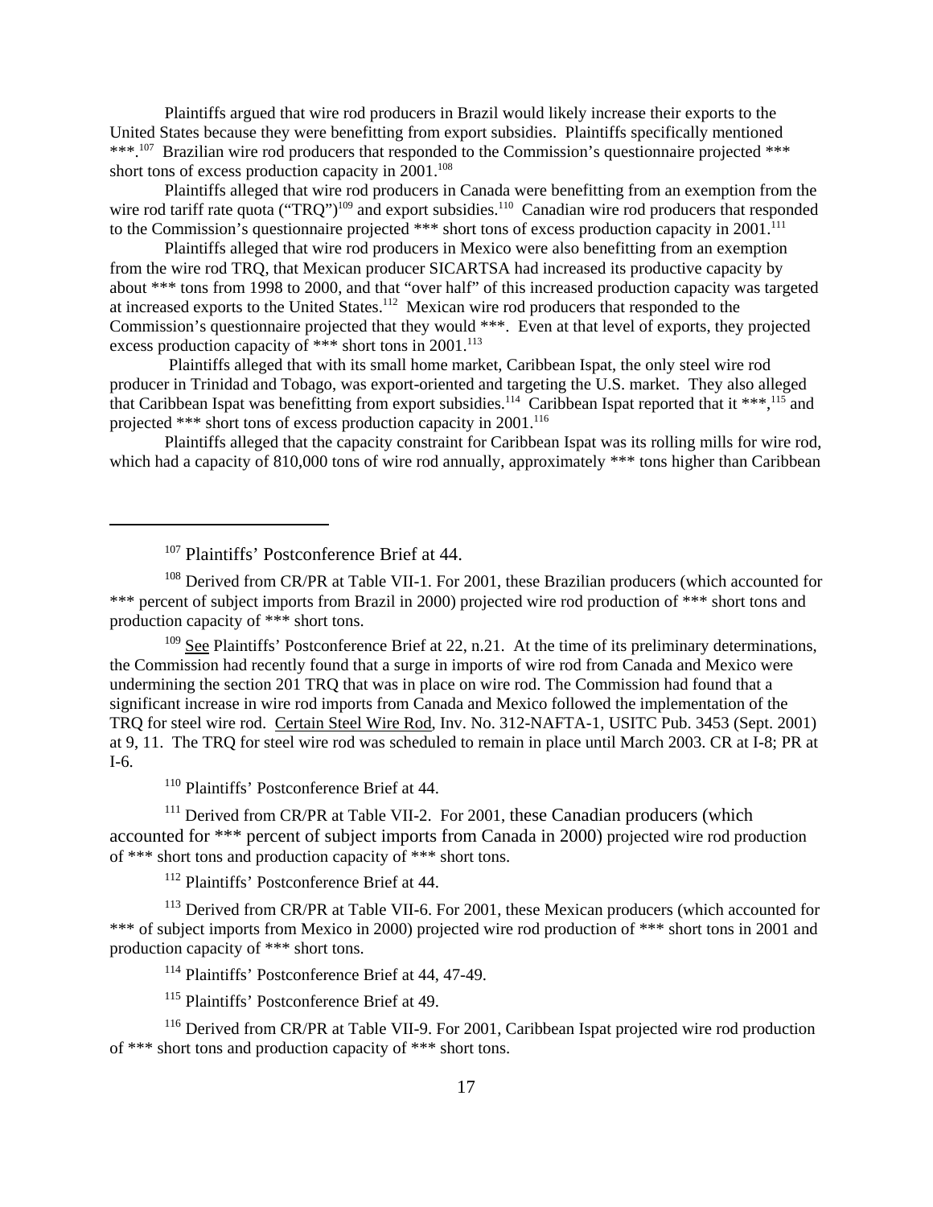Plaintiffs argued that wire rod producers in Brazil would likely increase their exports to the United States because they were benefitting from export subsidies. Plaintiffs specifically mentioned ***.[107] Brazilian wire rod producers that responded to the Commission's questionnaire projected *** short tons of excess production capacity in 2001.[108]

Plaintiffs alleged that wire rod producers in Canada were benefitting from an exemption from the wire rod tariff rate quota ("TRQ")[109] and export subsidies.[110] Canadian wire rod producers that responded to the Commission's questionnaire projected *** short tons of excess production capacity in 2001.[111]

Plaintiffs alleged that wire rod producers in Mexico were also benefitting from an exemption from the wire rod TRQ, that Mexican producer SICARTSA had increased its productive capacity by about *** tons from 1998 to 2000, and that "over half" of this increased production capacity was targeted at increased exports to the United States.[112] Mexican wire rod producers that responded to the Commission's questionnaire projected that they would ***. Even at that level of exports, they projected excess production capacity of *** short tons in 2001.[113]

Plaintiffs alleged that with its small home market, Caribbean Ispat, the only steel wire rod producer in Trinidad and Tobago, was export-oriented and targeting the U.S. market. They also alleged that Caribbean Ispat was benefitting from export subsidies.[114] Caribbean Ispat reported that it ***,[115] and projected *** short tons of excess production capacity in 2001.[116]

Plaintiffs alleged that the capacity constraint for Caribbean Ispat was its rolling mills for wire rod, which had a capacity of 810,000 tons of wire rod annually, approximately *** tons higher than Caribbean

---

[107] Plaintiffs' Postconference Brief at 44.

[108] Derived from CR/PR at Table VII-1. For 2001, these Brazilian producers (which accounted for *** percent of subject imports from Brazil in 2000) projected wire rod production of *** short tons and production capacity of *** short tons.

[109] See Plaintiffs' Postconference Brief at 22, n.21. At the time of its preliminary determinations, the Commission had recently found that a surge in imports of wire rod from Canada and Mexico were undermining the section 201 TRQ that was in place on wire rod. The Commission had found that a significant increase in wire rod imports from Canada and Mexico followed the implementation of the TRQ for steel wire rod. Certain Steel Wire Rod, Inv. No. 312-NAFTA-1, USITC Pub. 3453 (Sept. 2001) at 9, 11. The TRQ for steel wire rod was scheduled to remain in place until March 2003. CR at I-8; PR at I-6.

[110] Plaintiffs' Postconference Brief at 44.

[111] Derived from CR/PR at Table VII-2. For 2001, these Canadian producers (which accounted for *** percent of subject imports from Canada in 2000) projected wire rod production of *** short tons and production capacity of *** short tons.

[112] Plaintiffs' Postconference Brief at 44.

[113] Derived from CR/PR at Table VII-6. For 2001, these Mexican producers (which accounted for *** of subject imports from Mexico in 2000) projected wire rod production of *** short tons in 2001 and production capacity of *** short tons.

[114] Plaintiffs' Postconference Brief at 44, 47-49.

[115] Plaintiffs' Postconference Brief at 49.

[116] Derived from CR/PR at Table VII-9. For 2001, Caribbean Ispat projected wire rod production of *** short tons and production capacity of *** short tons.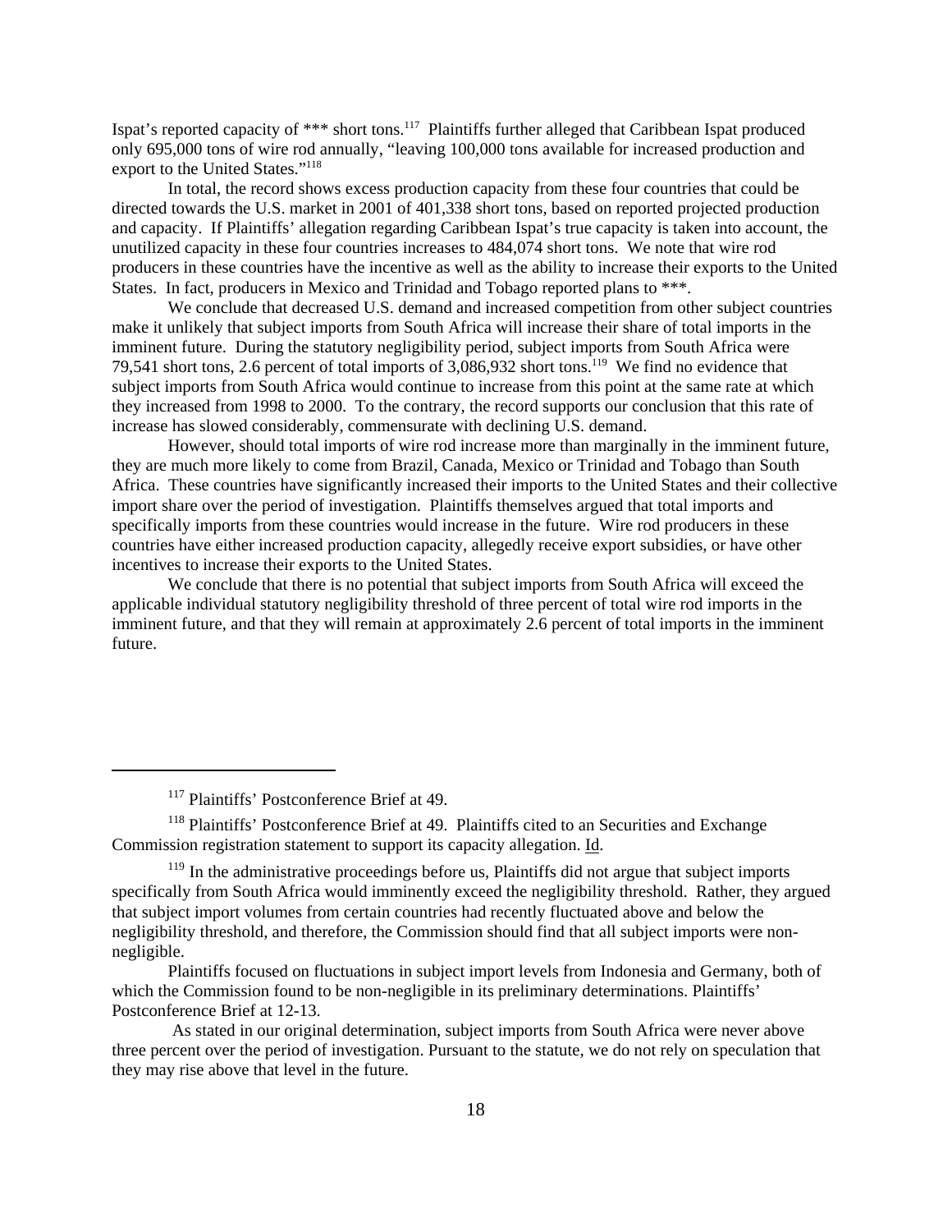Ispat's reported capacity of *** short tons.[117] Plaintiffs further alleged that Caribbean Ispat produced only 695,000 tons of wire rod annually, "leaving 100,000 tons available for increased production and export to the United States."[118]

In total, the record shows excess production capacity from these four countries that could be directed towards the U.S. market in 2001 of 401,338 short tons, based on reported projected production and capacity. If Plaintiffs' allegation regarding Caribbean Ispat's true capacity is taken into account, the unutilized capacity in these four countries increases to 484,074 short tons. We note that wire rod producers in these countries have the incentive as well as the ability to increase their exports to the United States. In fact, producers in Mexico and Trinidad and Tobago reported plans to ***.

We conclude that decreased U.S. demand and increased competition from other subject countries make it unlikely that subject imports from South Africa will increase their share of total imports in the imminent future. During the statutory negligibility period, subject imports from South Africa were 79,541 short tons, 2.6 percent of total imports of 3,086,932 short tons.[119] We find no evidence that subject imports from South Africa would continue to increase from this point at the same rate at which they increased from 1998 to 2000. To the contrary, the record supports our conclusion that this rate of increase has slowed considerably, commensurate with declining U.S. demand.

However, should total imports of wire rod increase more than marginally in the imminent future, they are much more likely to come from Brazil, Canada, Mexico or Trinidad and Tobago than South Africa. These countries have significantly increased their imports to the United States and their collective import share over the period of investigation. Plaintiffs themselves argued that total imports and specifically imports from these countries would increase in the future. Wire rod producers in these countries have either increased production capacity, allegedly receive export subsidies, or have other incentives to increase their exports to the United States.

We conclude that there is no potential that subject imports from South Africa will exceed the applicable individual statutory negligibility threshold of three percent of total wire rod imports in the imminent future, and that they will remain at approximately 2.6 percent of total imports in the imminent future.

---

[117] Plaintiffs' Postconference Brief at 49.

[118] Plaintiffs' Postconference Brief at 49. Plaintiffs cited to an Securities and Exchange Commission registration statement to support its capacity allegation. Id.

[119] In the administrative proceedings before us, Plaintiffs did not argue that subject imports specifically from South Africa would imminently exceed the negligibility threshold. Rather, they argued that subject import volumes from certain countries had recently fluctuated above and below the negligibility threshold, and therefore, the Commission should find that all subject imports were non-negligible.

Plaintiffs focused on fluctuations in subject import levels from Indonesia and Germany, both of which the Commission found to be non-negligible in its preliminary determinations. Plaintiffs' Postconference Brief at 12-13.

As stated in our original determination, subject imports from South Africa were never above three percent over the period of investigation. Pursuant to the statute, we do not rely on speculation that they may rise above that level in the future.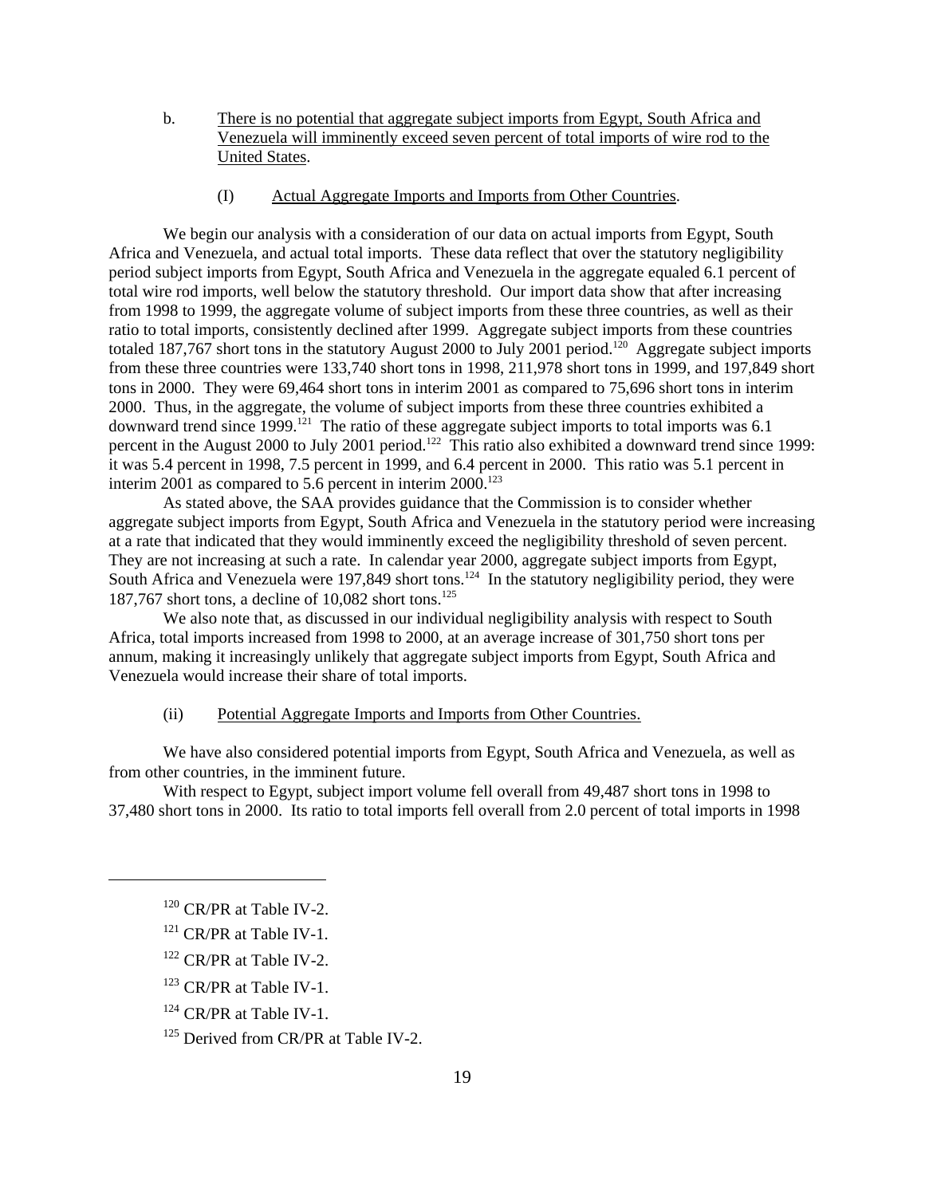b. <u>There is no potential that aggregate subject imports from Egypt, South Africa and Venezuela will imminently exceed seven percent of total imports of wire rod to the United States</u>.

(I) <u>Actual Aggregate Imports and Imports from Other Countries</u>.

We begin our analysis with a consideration of our data on actual imports from Egypt, South Africa and Venezuela, and actual total imports. These data reflect that over the statutory negligibility period subject imports from Egypt, South Africa and Venezuela in the aggregate equaled 6.1 percent of total wire rod imports, well below the statutory threshold. Our import data show that after increasing from 1998 to 1999, the aggregate volume of subject imports from these three countries, as well as their ratio to total imports, consistently declined after 1999. Aggregate subject imports from these countries totaled 187,767 short tons in the statutory August 2000 to July 2001 period.[120] Aggregate subject imports from these three countries were 133,740 short tons in 1998, 211,978 short tons in 1999, and 197,849 short tons in 2000. They were 69,464 short tons in interim 2001 as compared to 75,696 short tons in interim 2000. Thus, in the aggregate, the volume of subject imports from these three countries exhibited a downward trend since 1999.[121] The ratio of these aggregate subject imports to total imports was 6.1 percent in the August 2000 to July 2001 period.[122] This ratio also exhibited a downward trend since 1999: it was 5.4 percent in 1998, 7.5 percent in 1999, and 6.4 percent in 2000. This ratio was 5.1 percent in interim 2001 as compared to 5.6 percent in interim 2000.[123]

As stated above, the SAA provides guidance that the Commission is to consider whether aggregate subject imports from Egypt, South Africa and Venezuela in the statutory period were increasing at a rate that indicated that they would imminently exceed the negligibility threshold of seven percent. They are not increasing at such a rate. In calendar year 2000, aggregate subject imports from Egypt, South Africa and Venezuela were 197,849 short tons.[124] In the statutory negligibility period, they were 187,767 short tons, a decline of 10,082 short tons.[125]

We also note that, as discussed in our individual negligibility analysis with respect to South Africa, total imports increased from 1998 to 2000, at an average increase of 301,750 short tons per annum, making it increasingly unlikely that aggregate subject imports from Egypt, South Africa and Venezuela would increase their share of total imports.

(ii) <u>Potential Aggregate Imports and Imports from Other Countries.</u>

We have also considered potential imports from Egypt, South Africa and Venezuela, as well as from other countries, in the imminent future.

With respect to Egypt, subject import volume fell overall from 49,487 short tons in 1998 to 37,480 short tons in 2000. Its ratio to total imports fell overall from 2.0 percent of total imports in 1998

---

[120] CR/PR at Table IV-2.

[121] CR/PR at Table IV-1.

[122] CR/PR at Table IV-2.

[123] CR/PR at Table IV-1.

[124] CR/PR at Table IV-1.

[125] Derived from CR/PR at Table IV-2.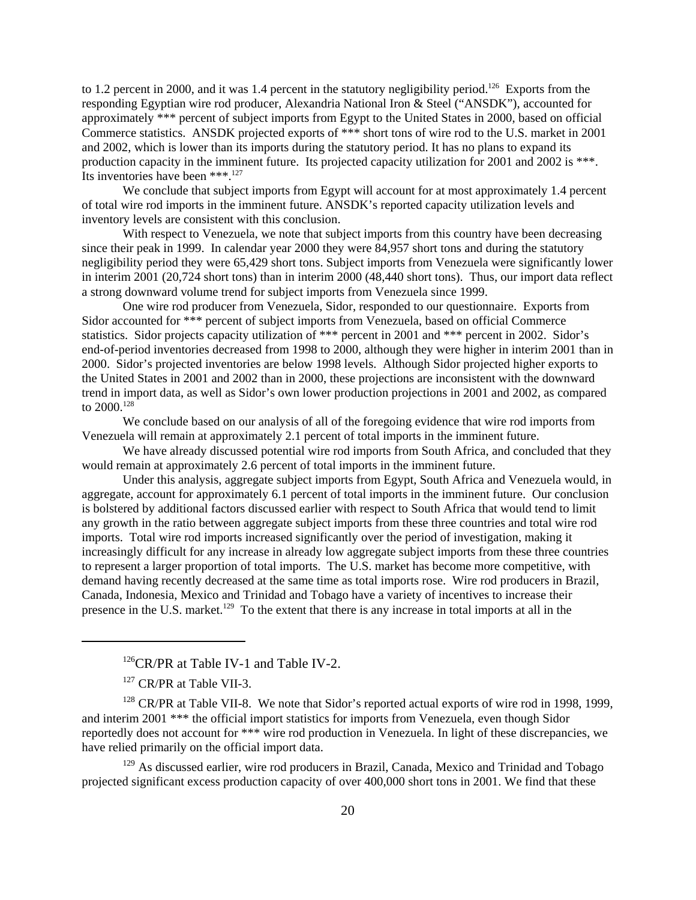to 1.2 percent in 2000, and it was 1.4 percent in the statutory negligibility period.[126] Exports from the responding Egyptian wire rod producer, Alexandria National Iron & Steel ("ANSDK"), accounted for approximately *** percent of subject imports from Egypt to the United States in 2000, based on official Commerce statistics. ANSDK projected exports of *** short tons of wire rod to the U.S. market in 2001 and 2002, which is lower than its imports during the statutory period. It has no plans to expand its production capacity in the imminent future. Its projected capacity utilization for 2001 and 2002 is ***. Its inventories have been ***.[127]

We conclude that subject imports from Egypt will account for at most approximately 1.4 percent of total wire rod imports in the imminent future. ANSDK's reported capacity utilization levels and inventory levels are consistent with this conclusion.

With respect to Venezuela, we note that subject imports from this country have been decreasing since their peak in 1999. In calendar year 2000 they were 84,957 short tons and during the statutory negligibility period they were 65,429 short tons. Subject imports from Venezuela were significantly lower in interim 2001 (20,724 short tons) than in interim 2000 (48,440 short tons). Thus, our import data reflect a strong downward volume trend for subject imports from Venezuela since 1999.

One wire rod producer from Venezuela, Sidor, responded to our questionnaire. Exports from Sidor accounted for *** percent of subject imports from Venezuela, based on official Commerce statistics. Sidor projects capacity utilization of *** percent in 2001 and *** percent in 2002. Sidor's end-of-period inventories decreased from 1998 to 2000, although they were higher in interim 2001 than in 2000. Sidor's projected inventories are below 1998 levels. Although Sidor projected higher exports to the United States in 2001 and 2002 than in 2000, these projections are inconsistent with the downward trend in import data, as well as Sidor's own lower production projections in 2001 and 2002, as compared to 2000.[128]

We conclude based on our analysis of all of the foregoing evidence that wire rod imports from Venezuela will remain at approximately 2.1 percent of total imports in the imminent future.

We have already discussed potential wire rod imports from South Africa, and concluded that they would remain at approximately 2.6 percent of total imports in the imminent future.

Under this analysis, aggregate subject imports from Egypt, South Africa and Venezuela would, in aggregate, account for approximately 6.1 percent of total imports in the imminent future. Our conclusion is bolstered by additional factors discussed earlier with respect to South Africa that would tend to limit any growth in the ratio between aggregate subject imports from these three countries and total wire rod imports. Total wire rod imports increased significantly over the period of investigation, making it increasingly difficult for any increase in already low aggregate subject imports from these three countries to represent a larger proportion of total imports. The U.S. market has become more competitive, with demand having recently decreased at the same time as total imports rose. Wire rod producers in Brazil, Canada, Indonesia, Mexico and Trinidad and Tobago have a variety of incentives to increase their presence in the U.S. market.[129] To the extent that there is any increase in total imports at all in the

---

[126] CR/PR at Table IV-1 and Table IV-2.

[127] CR/PR at Table VII-3.

[128] CR/PR at Table VII-8. We note that Sidor's reported actual exports of wire rod in 1998, 1999, and interim 2001 *** the official import statistics for imports from Venezuela, even though Sidor reportedly does not account for *** wire rod production in Venezuela. In light of these discrepancies, we have relied primarily on the official import data.

[129] As discussed earlier, wire rod producers in Brazil, Canada, Mexico and Trinidad and Tobago projected significant excess production capacity of over 400,000 short tons in 2001. We find that these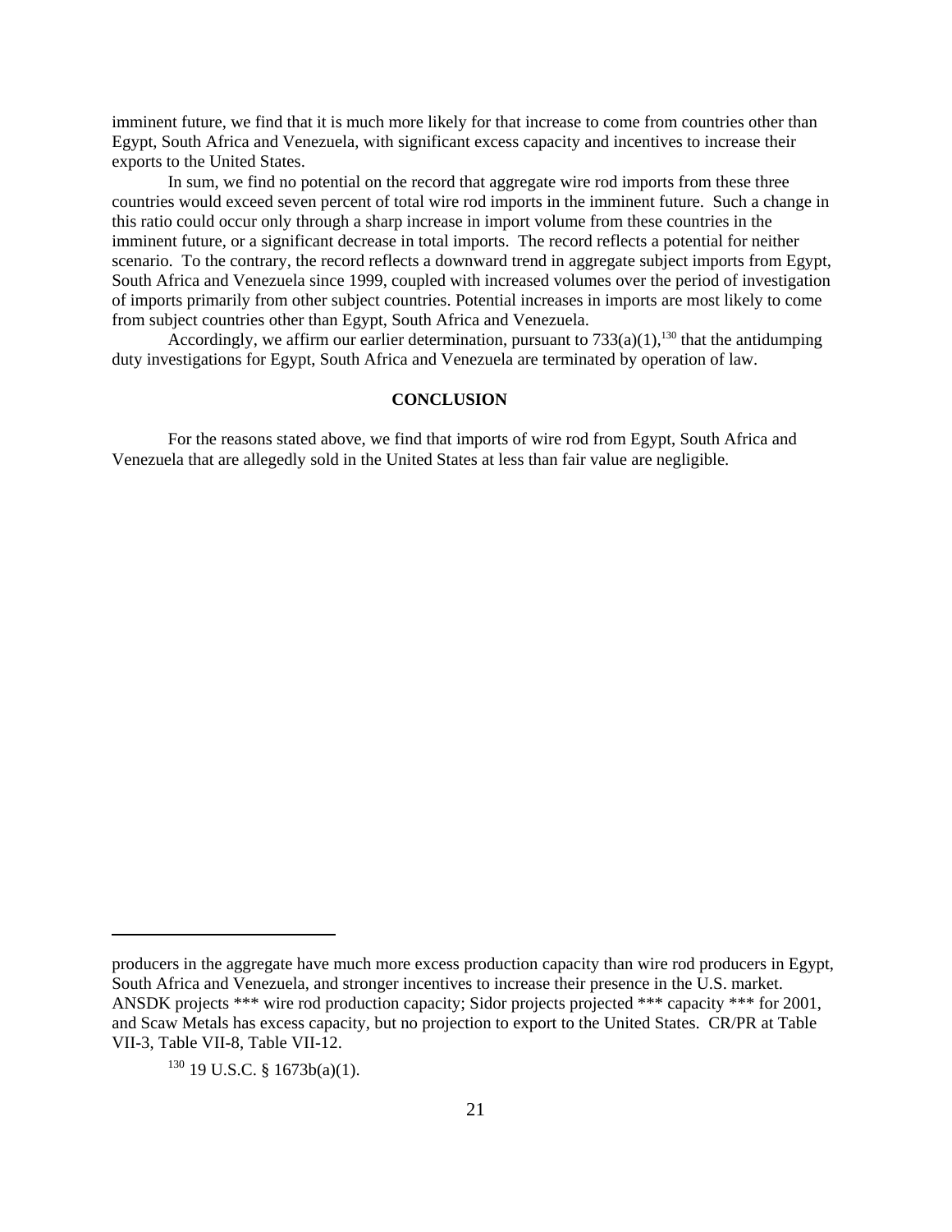imminent future, we find that it is much more likely for that increase to come from countries other than Egypt, South Africa and Venezuela, with significant excess capacity and incentives to increase their exports to the United States.

In sum, we find no potential on the record that aggregate wire rod imports from these three countries would exceed seven percent of total wire rod imports in the imminent future. Such a change in this ratio could occur only through a sharp increase in import volume from these countries in the imminent future, or a significant decrease in total imports. The record reflects a potential for neither scenario. To the contrary, the record reflects a downward trend in aggregate subject imports from Egypt, South Africa and Venezuela since 1999, coupled with increased volumes over the period of investigation of imports primarily from other subject countries. Potential increases in imports are most likely to come from subject countries other than Egypt, South Africa and Venezuela.

Accordingly, we affirm our earlier determination, pursuant to 733(a)(1),[130] that the antidumping duty investigations for Egypt, South Africa and Venezuela are terminated by operation of law.

## CONCLUSION

For the reasons stated above, we find that imports of wire rod from Egypt, South Africa and Venezuela that are allegedly sold in the United States at less than fair value are negligible.

---

producers in the aggregate have much more excess production capacity than wire rod producers in Egypt, South Africa and Venezuela, and stronger incentives to increase their presence in the U.S. market. ANSDK projects *** wire rod production capacity; Sidor projects projected *** capacity *** for 2001, and Scaw Metals has excess capacity, but no projection to export to the United States. CR/PR at Table VII-3, Table VII-8, Table VII-12.

[130] 19 U.S.C. § 1673b(a)(1).